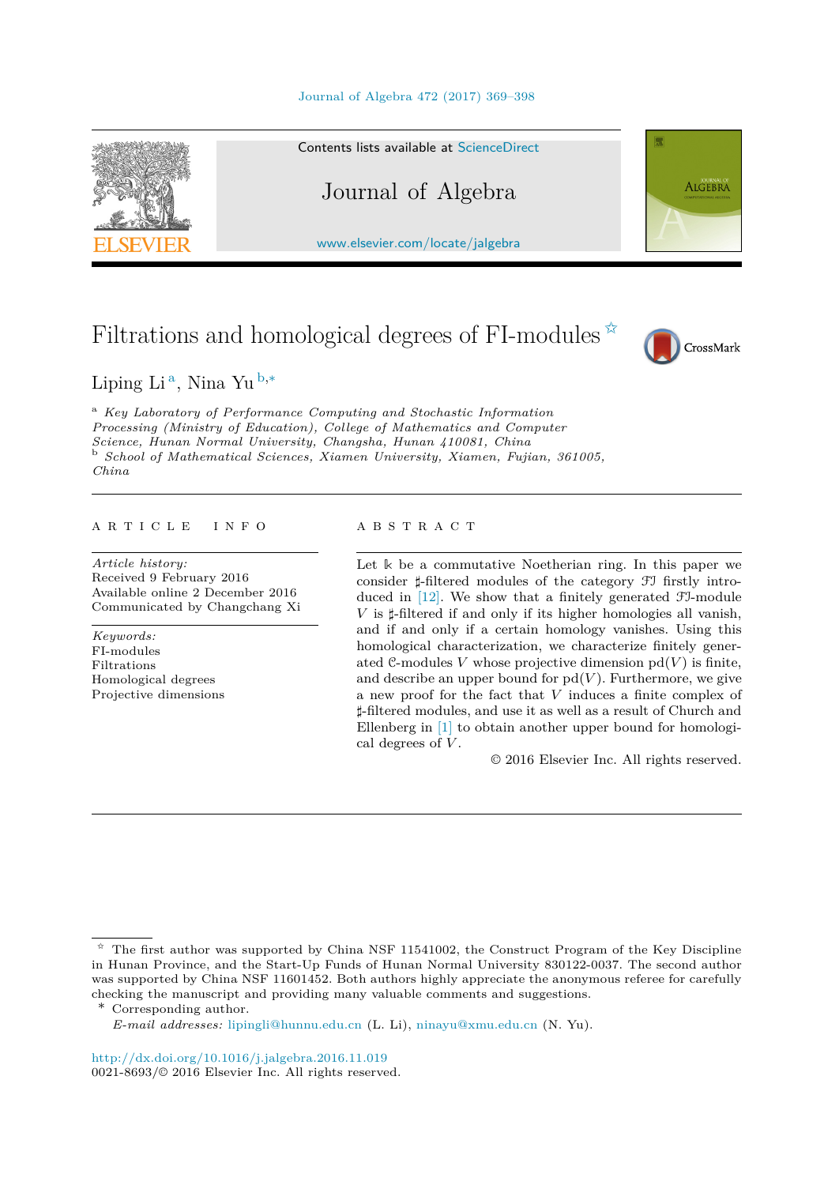# Filtrations and homological degrees of FI-modules ☆

Liping Li [a], Nina Yu [b,*]

[a] *Key Laboratory of Performance Computing and Stochastic Information Processing (Ministry of Education), College of Mathematics and Computer Science, Hunan Normal University, Changsha, Hunan 410081, China*

[b] *School of Mathematical Sciences, Xiamen University, Xiamen, Fujian, 361005, China*

---

**ARTICLE INFO**

*Article history:*
Received 9 February 2016
Available online 2 December 2016
Communicated by Changchang Xi

*Keywords:*
FI-modules
Filtrations
Homological degrees
Projective dimensions

**ABSTRACT**

Let $\Bbbk$ be a commutative Noetherian ring. In this paper we consider $\sharp$-filtered modules of the category $\mathcal{FI}$ firstly introduced in [12]. We show that a finitely generated $\mathcal{FI}$-module $V$ is $\sharp$-filtered if and only if its higher homologies all vanish, and if and only if a certain homology vanishes. Using this homological characterization, we characterize finitely generated $\mathcal{C}$-modules $V$ whose projective dimension $\mathrm{pd}(V)$ is finite, and describe an upper bound for $\mathrm{pd}(V)$. Furthermore, we give a new proof for the fact that $V$ induces a finite complex of $\sharp$-filtered modules, and use it as well as a result of Church and Ellenberg in [1] to obtain another upper bound for homological degrees of $V$.

© 2016 Elsevier Inc. All rights reserved.

---

☆ The first author was supported by China NSF 11541002, the Construct Program of the Key Discipline in Hunan Province, and the Start-Up Funds of Hunan Normal University 830122-0037. The second author was supported by China NSF 11601452. Both authors highly appreciate the anonymous referee for carefully checking the manuscript and providing many valuable comments and suggestions.

\* Corresponding author.

*E-mail addresses:* lipingli@hunnu.edu.cn (L. Li), ninayu@xmu.edu.cn (N. Yu).

http://dx.doi.org/10.1016/j.jalgebra.2016.11.019
0021-8693/© 2016 Elsevier Inc. All rights reserved.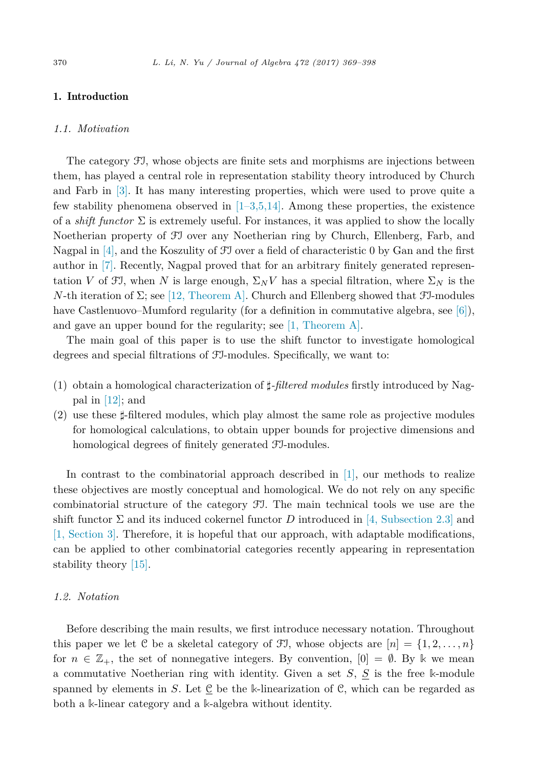## 1. Introduction

### 1.1. Motivation

The category $\mathcal{FI}$, whose objects are finite sets and morphisms are injections between them, has played a central role in representation stability theory introduced by Church and Farb in [3]. It has many interesting properties, which were used to prove quite a few stability phenomena observed in [1–3,5,14]. Among these properties, the existence of a *shift functor* $\Sigma$ is extremely useful. For instances, it was applied to show the locally Noetherian property of $\mathcal{FI}$ over any Noetherian ring by Church, Ellenberg, Farb, and Nagpal in [4], and the Koszulity of $\mathcal{FI}$ over a field of characteristic 0 by Gan and the first author in [7]. Recently, Nagpal proved that for an arbitrary finitely generated representation $V$ of $\mathcal{FI}$, when $N$ is large enough, $\Sigma_N V$ has a special filtration, where $\Sigma_N$ is the $N$-th iteration of $\Sigma$; see [12, Theorem A]. Church and Ellenberg showed that $\mathcal{FI}$-modules have Castlenuovo–Mumford regularity (for a definition in commutative algebra, see [6]), and gave an upper bound for the regularity; see [1, Theorem A].

The main goal of this paper is to use the shift functor to investigate homological degrees and special filtrations of $\mathcal{FI}$-modules. Specifically, we want to:

(1) obtain a homological characterization of $\sharp$-*filtered modules* firstly introduced by Nagpal in [12]; and
(2) use these $\sharp$-filtered modules, which play almost the same role as projective modules for homological calculations, to obtain upper bounds for projective dimensions and homological degrees of finitely generated $\mathcal{FI}$-modules.

In contrast to the combinatorial approach described in [1], our methods to realize these objectives are mostly conceptual and homological. We do not rely on any specific combinatorial structure of the category $\mathcal{FI}$. The main technical tools we use are the shift functor $\Sigma$ and its induced cokernel functor $D$ introduced in [4, Subsection 2.3] and [1, Section 3]. Therefore, it is hopeful that our approach, with adaptable modifications, can be applied to other combinatorial categories recently appearing in representation stability theory [15].

### 1.2. Notation

Before describing the main results, we first introduce necessary notation. Throughout this paper we let $\mathcal{C}$ be a skeletal category of $\mathcal{FI}$, whose objects are $[n] = \{1, 2, \ldots, n\}$ for $n \in \mathbb{Z}_+$, the set of nonnegative integers. By convention, $[0] = \emptyset$. By $\Bbbk$ we mean a commutative Noetherian ring with identity. Given a set $S$, $\underline{S}$ is the free $\Bbbk$-module spanned by elements in $S$. Let $\underline{\mathcal{C}}$ be the $\Bbbk$-linearization of $\mathcal{C}$, which can be regarded as both a $\Bbbk$-linear category and a $\Bbbk$-algebra without identity.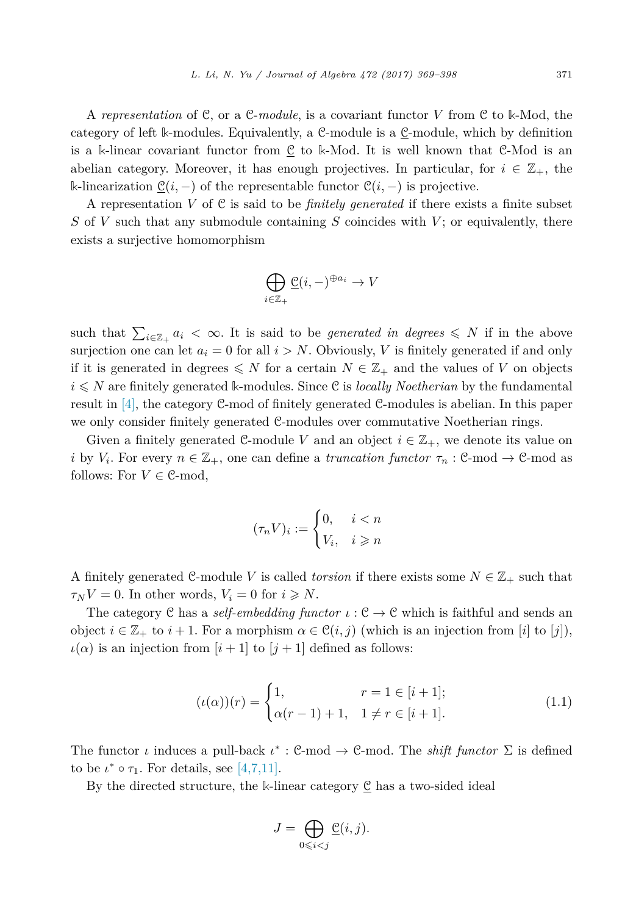A *representation* of $\mathcal{C}$, or a $\mathcal{C}$-*module*, is a covariant functor $V$ from $\mathcal{C}$ to $\Bbbk$-Mod, the category of left $\Bbbk$-modules. Equivalently, a $\mathcal{C}$-module is a $\underline{\mathcal{C}}$-module, which by definition is a $\Bbbk$-linear covariant functor from $\underline{\mathcal{C}}$ to $\Bbbk$-Mod. It is well known that $\mathcal{C}$-Mod is an abelian category. Moreover, it has enough projectives. In particular, for $i \in \mathbb{Z}_+$, the $\Bbbk$-linearization $\underline{\mathcal{C}}(i, -)$ of the representable functor $\mathcal{C}(i, -)$ is projective.

A representation $V$ of $\mathcal{C}$ is said to be *finitely generated* if there exists a finite subset $S$ of $V$ such that any submodule containing $S$ coincides with $V$; or equivalently, there exists a surjective homomorphism

$$\bigoplus_{i \in \mathbb{Z}_+} \underline{\mathcal{C}}(i, -)^{\oplus a_i} \to V$$

such that $\sum_{i \in \mathbb{Z}_+} a_i < \infty$. It is said to be *generated in degrees* $\leqslant N$ if in the above surjection one can let $a_i = 0$ for all $i > N$. Obviously, $V$ is finitely generated if and only if it is generated in degrees $\leqslant N$ for a certain $N \in \mathbb{Z}_+$ and the values of $V$ on objects $i \leqslant N$ are finitely generated $\Bbbk$-modules. Since $\mathcal{C}$ is *locally Noetherian* by the fundamental result in [4], the category $\mathcal{C}$-mod of finitely generated $\mathcal{C}$-modules is abelian. In this paper we only consider finitely generated $\mathcal{C}$-modules over commutative Noetherian rings.

Given a finitely generated $\mathcal{C}$-module $V$ and an object $i \in \mathbb{Z}_+$, we denote its value on $i$ by $V_i$. For every $n \in \mathbb{Z}_+$, one can define a *truncation functor* $\tau_n : \mathcal{C}\text{-mod} \to \mathcal{C}\text{-mod}$ as follows: For $V \in \mathcal{C}$-mod,

$$(\tau_n V)_i := \begin{cases} 0, & i < n \\ V_i, & i \geqslant n \end{cases}$$

A finitely generated $\mathcal{C}$-module $V$ is called *torsion* if there exists some $N \in \mathbb{Z}_+$ such that $\tau_N V = 0$. In other words, $V_i = 0$ for $i \geqslant N$.

The category $\mathcal{C}$ has a *self-embedding functor* $\iota : \mathcal{C} \to \mathcal{C}$ which is faithful and sends an object $i \in \mathbb{Z}_+$ to $i + 1$. For a morphism $\alpha \in \mathcal{C}(i, j)$ (which is an injection from $[i]$ to $[j]$), $\iota(\alpha)$ is an injection from $[i + 1]$ to $[j + 1]$ defined as follows:

$$(\iota(\alpha))(r) = \begin{cases} 1, & r = 1 \in [i+1]; \\ \alpha(r-1) + 1, & 1 \neq r \in [i+1]. \end{cases} \tag{1.1}$$

The functor $\iota$ induces a pull-back $\iota^* : \mathcal{C}\text{-mod} \to \mathcal{C}\text{-mod}$. The *shift functor* $\Sigma$ is defined to be $\iota^* \circ \tau_1$. For details, see [4,7,11].

By the directed structure, the $\Bbbk$-linear category $\underline{\mathcal{C}}$ has a two-sided ideal

$$J = \bigoplus_{0 \leqslant i < j} \underline{\mathcal{C}}(i, j).$$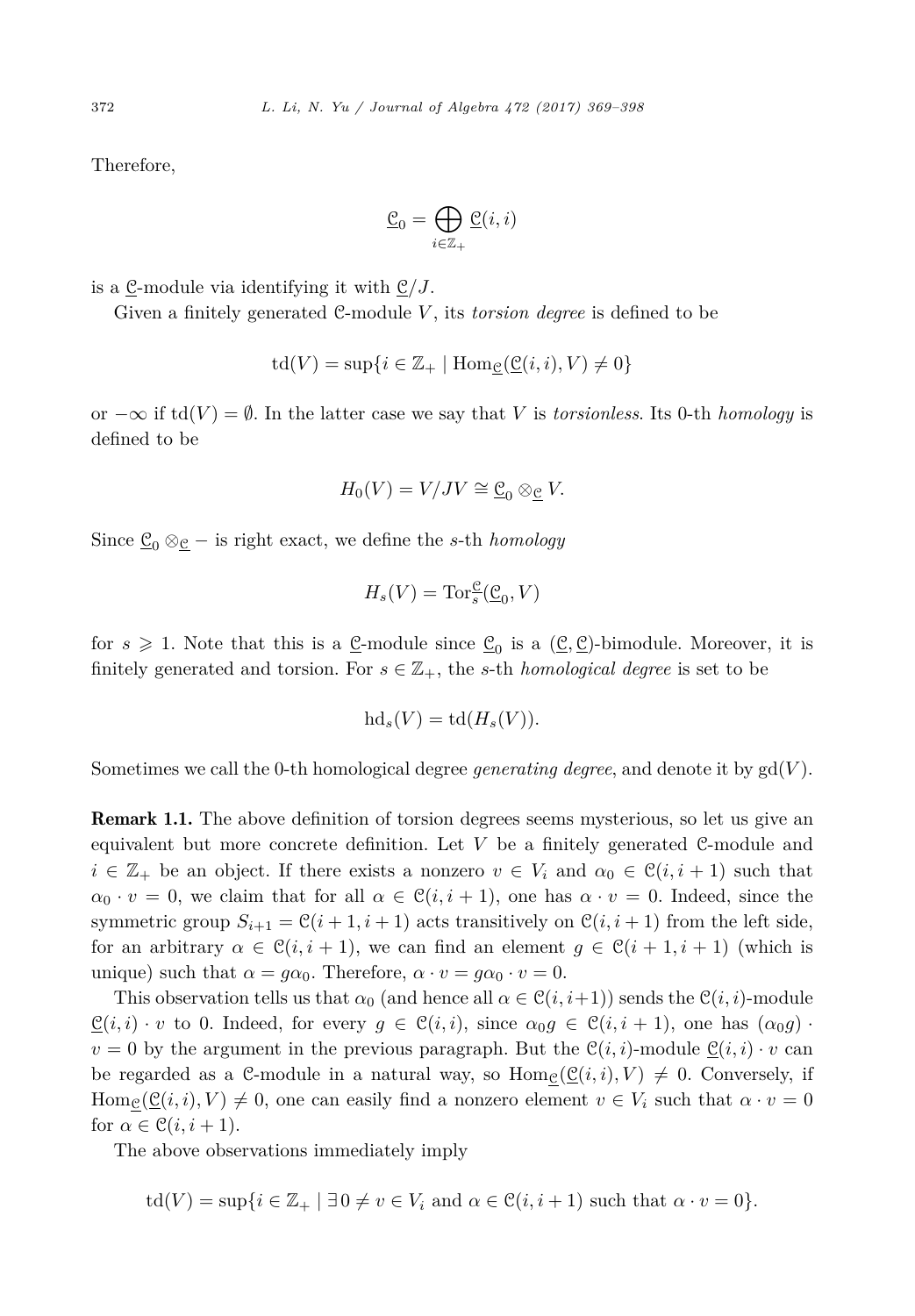Therefore,

$$\underline{\mathcal{C}}_0 = \bigoplus_{i \in \mathbb{Z}_+} \underline{\mathcal{C}}(i,i)$$

is a $\underline{\mathcal{C}}$-module via identifying it with $\underline{\mathcal{C}}/J$.

Given a finitely generated $\mathcal{C}$-module $V$, its *torsion degree* is defined to be

$$\mathrm{td}(V) = \sup\{i \in \mathbb{Z}_+ \mid \mathrm{Hom}_{\underline{\mathcal{C}}}(\underline{\mathcal{C}}(i,i), V) \neq 0\}$$

or $-\infty$ if $\mathrm{td}(V) = \emptyset$. In the latter case we say that $V$ is *torsionless*. Its 0-th *homology* is defined to be

$$H_0(V) = V/JV \cong \underline{\mathcal{C}}_0 \otimes_{\underline{\mathcal{C}}} V.$$

Since $\underline{\mathcal{C}}_0 \otimes_{\underline{\mathcal{C}}} -$ is right exact, we define the $s$-th *homology*

$$H_s(V) = \mathrm{Tor}_s^{\underline{\mathcal{C}}}(\underline{\mathcal{C}}_0, V)$$

for $s \geqslant 1$. Note that this is a $\underline{\mathcal{C}}$-module since $\underline{\mathcal{C}}_0$ is a $(\underline{\mathcal{C}}, \underline{\mathcal{C}})$-bimodule. Moreover, it is finitely generated and torsion. For $s \in \mathbb{Z}_+$, the $s$-th *homological degree* is set to be

$$\mathrm{hd}_s(V) = \mathrm{td}(H_s(V)).$$

Sometimes we call the 0-th homological degree *generating degree*, and denote it by $\mathrm{gd}(V)$.

**Remark 1.1.** The above definition of torsion degrees seems mysterious, so let us give an equivalent but more concrete definition. Let $V$ be a finitely generated $\mathcal{C}$-module and $i \in \mathbb{Z}_+$ be an object. If there exists a nonzero $v \in V_i$ and $\alpha_0 \in \mathcal{C}(i, i+1)$ such that $\alpha_0 \cdot v = 0$, we claim that for all $\alpha \in \mathcal{C}(i, i+1)$, one has $\alpha \cdot v = 0$. Indeed, since the symmetric group $S_{i+1} = \mathcal{C}(i+1, i+1)$ acts transitively on $\mathcal{C}(i, i+1)$ from the left side, for an arbitrary $\alpha \in \mathcal{C}(i, i+1)$, we can find an element $g \in \mathcal{C}(i+1, i+1)$ (which is unique) such that $\alpha = g\alpha_0$. Therefore, $\alpha \cdot v = g\alpha_0 \cdot v = 0$.

This observation tells us that $\alpha_0$ (and hence all $\alpha \in \mathcal{C}(i, i+1)$) sends the $\mathcal{C}(i,i)$-module $\underline{\mathcal{C}}(i,i) \cdot v$ to 0. Indeed, for every $g \in \mathcal{C}(i,i)$, since $\alpha_0 g \in \mathcal{C}(i, i+1)$, one has $(\alpha_0 g) \cdot v = 0$ by the argument in the previous paragraph. But the $\mathcal{C}(i,i)$-module $\underline{\mathcal{C}}(i,i) \cdot v$ can be regarded as a $\mathcal{C}$-module in a natural way, so $\mathrm{Hom}_{\underline{\mathcal{C}}}(\underline{\mathcal{C}}(i,i), V) \neq 0$. Conversely, if $\mathrm{Hom}_{\underline{\mathcal{C}}}(\underline{\mathcal{C}}(i,i), V) \neq 0$, one can easily find a nonzero element $v \in V_i$ such that $\alpha \cdot v = 0$ for $\alpha \in \mathcal{C}(i, i+1)$.

The above observations immediately imply

$$\mathrm{td}(V) = \sup\{i \in \mathbb{Z}_+ \mid \exists\, 0 \neq v \in V_i \text{ and } \alpha \in \mathcal{C}(i, i+1) \text{ such that } \alpha \cdot v = 0\}.$$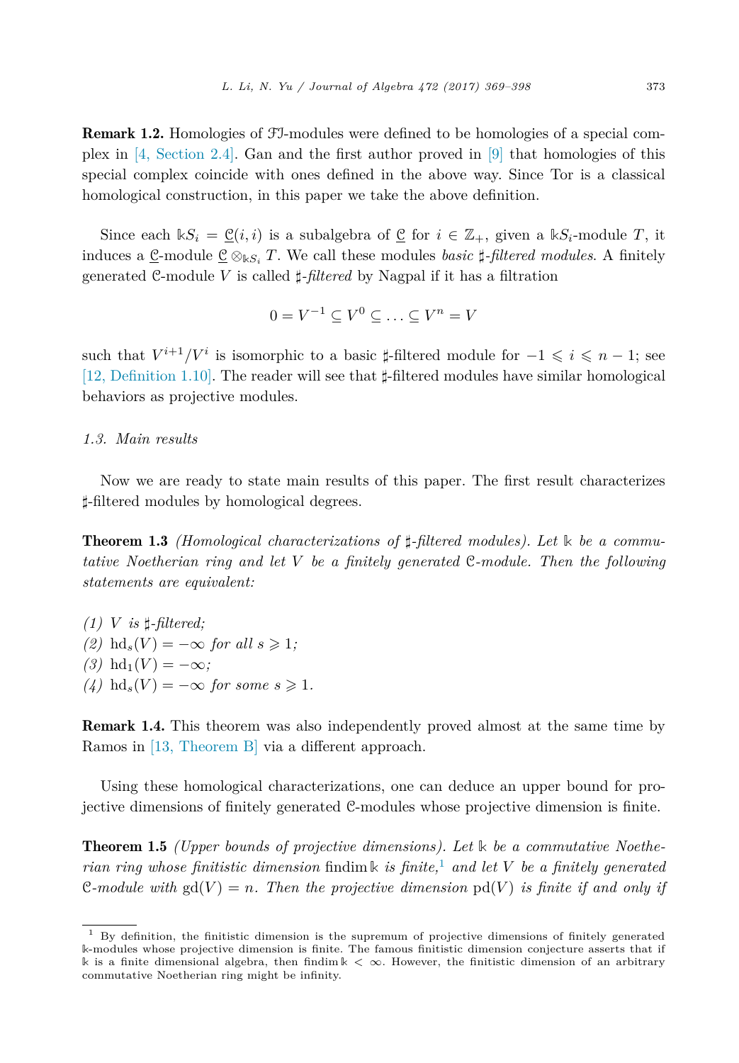**Remark 1.2.** Homologies of $\mathcal{FI}$-modules were defined to be homologies of a special complex in [4, Section 2.4]. Gan and the first author proved in [9] that homologies of this special complex coincide with ones defined in the above way. Since Tor is a classical homological construction, in this paper we take the above definition.

Since each $\Bbbk S_i = \underline{\mathcal{C}}(i,i)$ is a subalgebra of $\underline{\mathcal{C}}$ for $i \in \mathbb{Z}_+$, given a $\Bbbk S_i$-module $T$, it induces a $\underline{\mathcal{C}}$-module $\underline{\mathcal{C}} \otimes_{\Bbbk S_i} T$. We call these modules *basic $\sharp$-filtered modules*. A finitely generated $\mathcal{C}$-module $V$ is called *$\sharp$-filtered* by Nagpal if it has a filtration

$$0 = V^{-1} \subseteq V^0 \subseteq \ldots \subseteq V^n = V$$

such that $V^{i+1}/V^i$ is isomorphic to a basic $\sharp$-filtered module for $-1 \leqslant i \leqslant n-1$; see [12, Definition 1.10]. The reader will see that $\sharp$-filtered modules have similar homological behaviors as projective modules.

### 1.3. Main results

Now we are ready to state main results of this paper. The first result characterizes $\sharp$-filtered modules by homological degrees.

**Theorem 1.3** *(Homological characterizations of $\sharp$-filtered modules). Let $\Bbbk$ be a commutative Noetherian ring and let $V$ be a finitely generated $\mathcal{C}$-module. Then the following statements are equivalent:*

*(1) $V$ is $\sharp$-filtered;*
*(2) $\mathrm{hd}_s(V) = -\infty$ for all $s \geqslant 1$;*
*(3) $\mathrm{hd}_1(V) = -\infty$;*
*(4) $\mathrm{hd}_s(V) = -\infty$ for some $s \geqslant 1$.*

**Remark 1.4.** This theorem was also independently proved almost at the same time by Ramos in [13, Theorem B] via a different approach.

Using these homological characterizations, one can deduce an upper bound for projective dimensions of finitely generated $\mathcal{C}$-modules whose projective dimension is finite.

**Theorem 1.5** *(Upper bounds of projective dimensions). Let $\Bbbk$ be a commutative Noetherian ring whose finitistic dimension $\mathrm{findim}\,\Bbbk$ is finite,*[1] *and let $V$ be a finitely generated $\mathcal{C}$-module with $\mathrm{gd}(V) = n$. Then the projective dimension $\mathrm{pd}(V)$ is finite if and only if*

[1] By definition, the finitistic dimension is the supremum of projective dimensions of finitely generated $\Bbbk$-modules whose projective dimension is finite. The famous finitistic dimension conjecture asserts that if $\Bbbk$ is a finite dimensional algebra, then $\mathrm{findim}\,\Bbbk < \infty$. However, the finitistic dimension of an arbitrary commutative Noetherian ring might be infinity.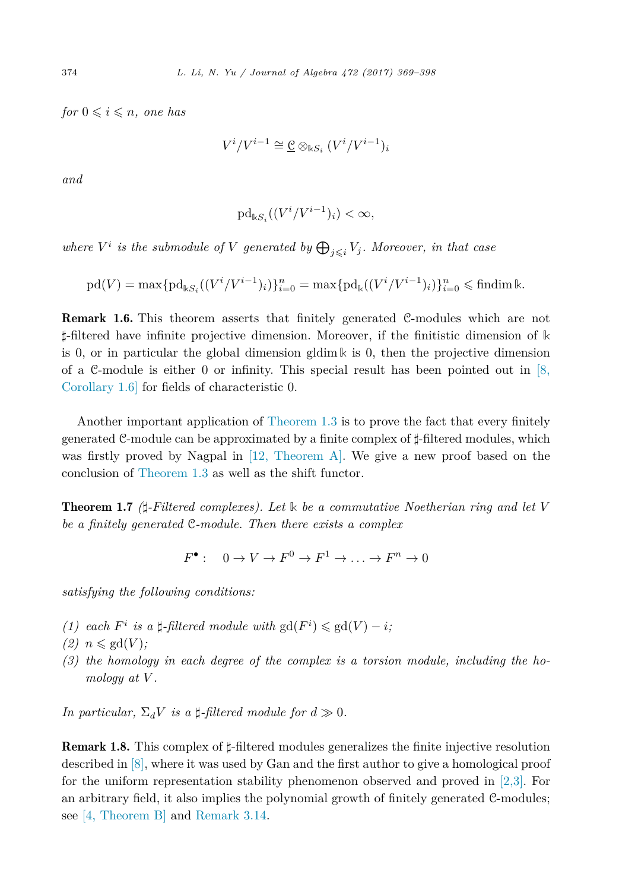*for* $0 \leqslant i \leqslant n$*, one has*

$$V^i/V^{i-1} \cong \underline{\mathcal{C}} \otimes_{\Bbbk S_i} (V^i/V^{i-1})_i$$

*and*

$$\mathrm{pd}_{\Bbbk S_i}((V^i/V^{i-1})_i) < \infty,$$

*where* $V^i$ *is the submodule of* $V$ *generated by* $\bigoplus_{j \leqslant i} V_j$*. Moreover, in that case*

$$\mathrm{pd}(V) = \max\{\mathrm{pd}_{\Bbbk S_i}((V^i/V^{i-1})_i)\}_{i=0}^n = \max\{\mathrm{pd}_{\Bbbk}((V^i/V^{i-1})_i)\}_{i=0}^n \leqslant \mathrm{findim}\, \Bbbk.$$

**Remark 1.6.** This theorem asserts that finitely generated $\mathcal{C}$-modules which are not $\sharp$-filtered have infinite projective dimension. Moreover, if the finitistic dimension of $\Bbbk$ is 0, or in particular the global dimension $\mathrm{gldim}\, \Bbbk$ is 0, then the projective dimension of a $\mathcal{C}$-module is either 0 or infinity. This special result has been pointed out in [8, Corollary 1.6] for fields of characteristic 0.

Another important application of Theorem 1.3 is to prove the fact that every finitely generated $\mathcal{C}$-module can be approximated by a finite complex of $\sharp$-filtered modules, which was firstly proved by Nagpal in [12, Theorem A]. We give a new proof based on the conclusion of Theorem 1.3 as well as the shift functor.

**Theorem 1.7** *($\sharp$-Filtered complexes). Let* $\Bbbk$ *be a commutative Noetherian ring and let* $V$ *be a finitely generated* $\mathcal{C}$*-module. Then there exists a complex*

$$F^{\bullet}: \quad 0 \to V \to F^0 \to F^1 \to \ldots \to F^n \to 0$$

*satisfying the following conditions:*

*(1) each* $F^i$ *is a* $\sharp$*-filtered module with* $\mathrm{gd}(F^i) \leqslant \mathrm{gd}(V) - i$*;*
*(2)* $n \leqslant \mathrm{gd}(V)$*;*
*(3) the homology in each degree of the complex is a torsion module, including the homology at* $V$*.*

*In particular,* $\Sigma_d V$ *is a* $\sharp$*-filtered module for* $d \gg 0$*.*

**Remark 1.8.** This complex of $\sharp$-filtered modules generalizes the finite injective resolution described in [8], where it was used by Gan and the first author to give a homological proof for the uniform representation stability phenomenon observed and proved in [2,3]. For an arbitrary field, it also implies the polynomial growth of finitely generated $\mathcal{C}$-modules; see [4, Theorem B] and Remark 3.14.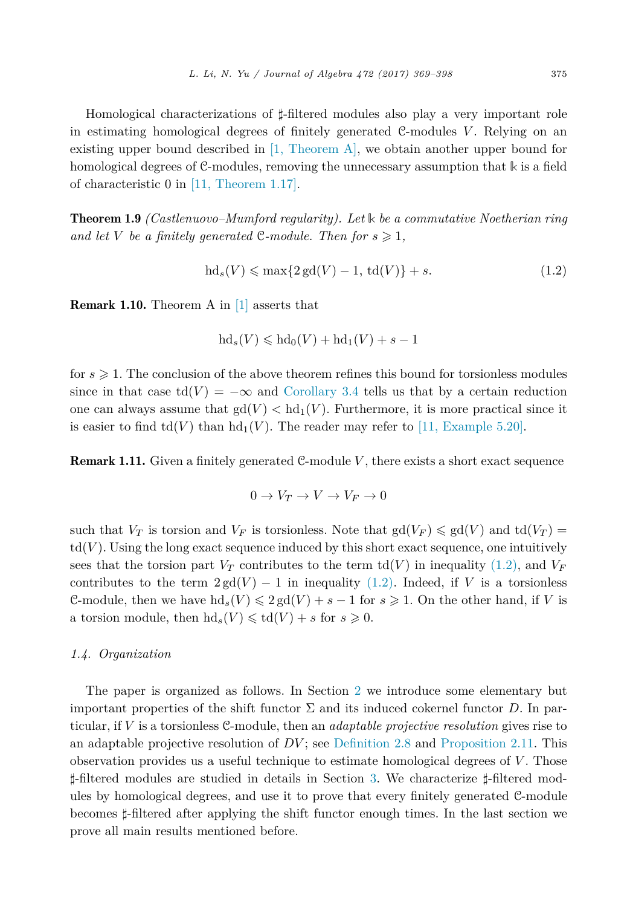Homological characterizations of $\sharp$-filtered modules also play a very important role in estimating homological degrees of finitely generated $\mathcal{C}$-modules $V$. Relying on an existing upper bound described in [1, Theorem A], we obtain another upper bound for homological degrees of $\mathcal{C}$-modules, removing the unnecessary assumption that $\Bbbk$ is a field of characteristic 0 in [11, Theorem 1.17].

**Theorem 1.9** *(Castlenuovo–Mumford regularity). Let $\Bbbk$ be a commutative Noetherian ring and let $V$ be a finitely generated $\mathcal{C}$-module. Then for $s \geqslant 1$,*

$$\operatorname{hd}_s(V) \leqslant \max\{2\operatorname{gd}(V) - 1, \operatorname{td}(V)\} + s. \tag{1.2}$$

**Remark 1.10.** Theorem A in [1] asserts that

$$\operatorname{hd}_s(V) \leqslant \operatorname{hd}_0(V) + \operatorname{hd}_1(V) + s - 1$$

for $s \geqslant 1$. The conclusion of the above theorem refines this bound for torsionless modules since in that case $\operatorname{td}(V) = -\infty$ and Corollary 3.4 tells us that by a certain reduction one can always assume that $\operatorname{gd}(V) < \operatorname{hd}_1(V)$. Furthermore, it is more practical since it is easier to find $\operatorname{td}(V)$ than $\operatorname{hd}_1(V)$. The reader may refer to [11, Example 5.20].

**Remark 1.11.** Given a finitely generated $\mathcal{C}$-module $V$, there exists a short exact sequence

$$0 \to V_T \to V \to V_F \to 0$$

such that $V_T$ is torsion and $V_F$ is torsionless. Note that $\operatorname{gd}(V_F) \leqslant \operatorname{gd}(V)$ and $\operatorname{td}(V_T) = \operatorname{td}(V)$. Using the long exact sequence induced by this short exact sequence, one intuitively sees that the torsion part $V_T$ contributes to the term $\operatorname{td}(V)$ in inequality (1.2), and $V_F$ contributes to the term $2\operatorname{gd}(V) - 1$ in inequality (1.2). Indeed, if $V$ is a torsionless $\mathcal{C}$-module, then we have $\operatorname{hd}_s(V) \leqslant 2\operatorname{gd}(V) + s - 1$ for $s \geqslant 1$. On the other hand, if $V$ is a torsion module, then $\operatorname{hd}_s(V) \leqslant \operatorname{td}(V) + s$ for $s \geqslant 0$.

### 1.4. Organization

The paper is organized as follows. In Section 2 we introduce some elementary but important properties of the shift functor $\Sigma$ and its induced cokernel functor $D$. In particular, if $V$ is a torsionless $\mathcal{C}$-module, then an *adaptable projective resolution* gives rise to an adaptable projective resolution of $DV$; see Definition 2.8 and Proposition 2.11. This observation provides us a useful technique to estimate homological degrees of $V$. Those $\sharp$-filtered modules are studied in details in Section 3. We characterize $\sharp$-filtered modules by homological degrees, and use it to prove that every finitely generated $\mathcal{C}$-module becomes $\sharp$-filtered after applying the shift functor enough times. In the last section we prove all main results mentioned before.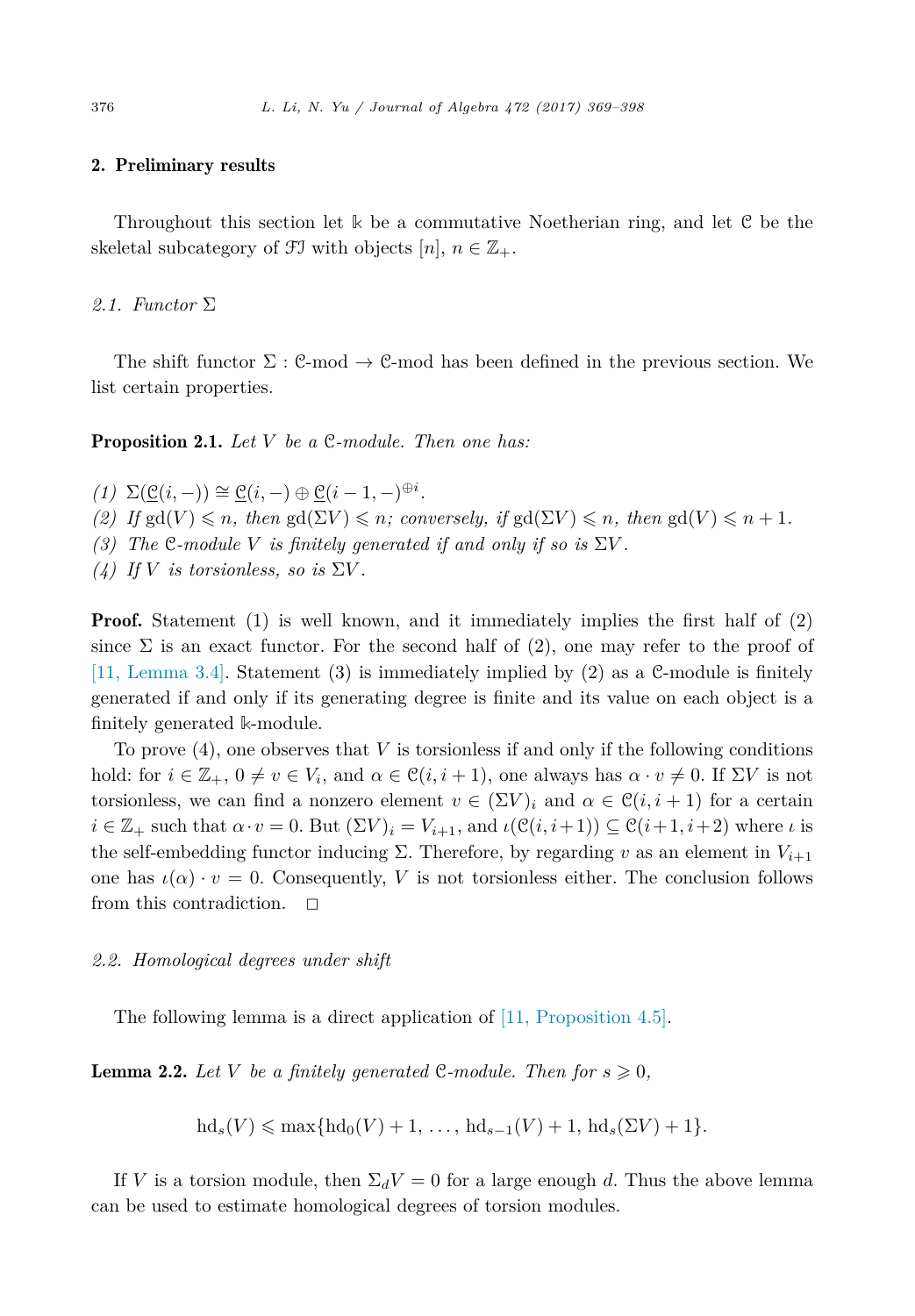## 2. Preliminary results

Throughout this section let $\Bbbk$ be a commutative Noetherian ring, and let $\mathcal{C}$ be the skeletal subcategory of $\mathcal{FI}$ with objects $[n]$, $n \in \mathbb{Z}_+$.

### 2.1. Functor $\Sigma$

The shift functor $\Sigma : \mathcal{C}\text{-mod} \to \mathcal{C}\text{-mod}$ has been defined in the previous section. We list certain properties.

**Proposition 2.1.** *Let $V$ be a $\mathcal{C}$-module. Then one has:*

*(1) $\Sigma(\underline{\mathcal{C}}(i,-)) \cong \underline{\mathcal{C}}(i,-) \oplus \underline{\mathcal{C}}(i-1,-)^{\oplus i}$.*
*(2) If $\mathrm{gd}(V) \leqslant n$, then $\mathrm{gd}(\Sigma V) \leqslant n$; conversely, if $\mathrm{gd}(\Sigma V) \leqslant n$, then $\mathrm{gd}(V) \leqslant n+1$.*
*(3) The $\mathcal{C}$-module $V$ is finitely generated if and only if so is $\Sigma V$.*
*(4) If $V$ is torsionless, so is $\Sigma V$.*

**Proof.** Statement (1) is well known, and it immediately implies the first half of (2) since $\Sigma$ is an exact functor. For the second half of (2), one may refer to the proof of [11, Lemma 3.4]. Statement (3) is immediately implied by (2) as a $\mathcal{C}$-module is finitely generated if and only if its generating degree is finite and its value on each object is a finitely generated $\Bbbk$-module.

To prove (4), one observes that $V$ is torsionless if and only if the following conditions hold: for $i \in \mathbb{Z}_+$, $0 \neq v \in V_i$, and $\alpha \in \mathcal{C}(i, i+1)$, one always has $\alpha \cdot v \neq 0$. If $\Sigma V$ is not torsionless, we can find a nonzero element $v \in (\Sigma V)_i$ and $\alpha \in \mathcal{C}(i, i+1)$ for a certain $i \in \mathbb{Z}_+$ such that $\alpha \cdot v = 0$. But $(\Sigma V)_i = V_{i+1}$, and $\iota(\mathcal{C}(i, i+1)) \subseteq \mathcal{C}(i+1, i+2)$ where $\iota$ is the self-embedding functor inducing $\Sigma$. Therefore, by regarding $v$ as an element in $V_{i+1}$ one has $\iota(\alpha) \cdot v = 0$. Consequently, $V$ is not torsionless either. The conclusion follows from this contradiction. $\square$

### 2.2. Homological degrees under shift

The following lemma is a direct application of [11, Proposition 4.5].

**Lemma 2.2.** *Let $V$ be a finitely generated $\mathcal{C}$-module. Then for $s \geqslant 0$,*

$$\mathrm{hd}_s(V) \leqslant \max\{\mathrm{hd}_0(V)+1, \ldots, \mathrm{hd}_{s-1}(V)+1, \mathrm{hd}_s(\Sigma V)+1\}.$$

If $V$ is a torsion module, then $\Sigma_d V = 0$ for a large enough $d$. Thus the above lemma can be used to estimate homological degrees of torsion modules.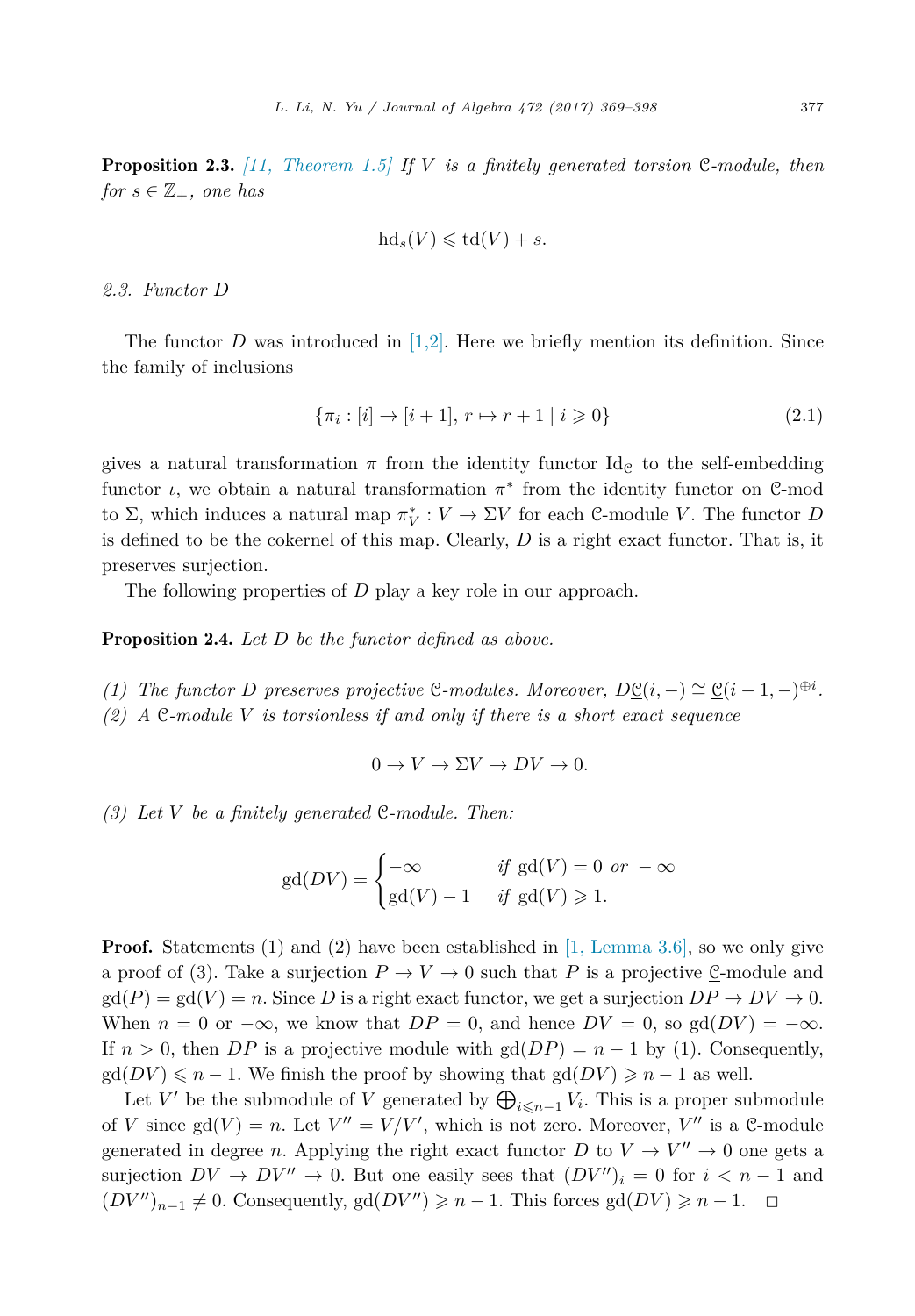**Proposition 2.3.** [11, Theorem 1.5] *If $V$ is a finitely generated torsion $\mathcal{C}$-module, then for $s \in \mathbb{Z}_+$, one has*

$$\mathrm{hd}_s(V) \leqslant \mathrm{td}(V) + s.$$

### 2.3. Functor $D$

The functor $D$ was introduced in [1,2]. Here we briefly mention its definition. Since the family of inclusions

$$\{\pi_i : [i] \to [i+1],\, r \mapsto r+1 \mid i \geqslant 0\} \tag{2.1}$$

gives a natural transformation $\pi$ from the identity functor $\mathrm{Id}_{\mathcal{C}}$ to the self-embedding functor $\iota$, we obtain a natural transformation $\pi^*$ from the identity functor on $\mathcal{C}$-mod to $\Sigma$, which induces a natural map $\pi_V^* : V \to \Sigma V$ for each $\mathcal{C}$-module $V$. The functor $D$ is defined to be the cokernel of this map. Clearly, $D$ is a right exact functor. That is, it preserves surjection.

The following properties of $D$ play a key role in our approach.

**Proposition 2.4.** *Let $D$ be the functor defined as above.*

*(1) The functor $D$ preserves projective $\mathcal{C}$-modules. Moreover, $D\underline{\mathcal{C}}(i, -) \cong \underline{\mathcal{C}}(i-1, -)^{\oplus i}$.*
*(2) A $\mathcal{C}$-module $V$ is torsionless if and only if there is a short exact sequence*

$$0 \to V \to \Sigma V \to DV \to 0.$$

*(3) Let $V$ be a finitely generated $\mathcal{C}$-module. Then:*

$$\mathrm{gd}(DV) = \begin{cases} -\infty & \text{if } \mathrm{gd}(V) = 0 \text{ or } -\infty \\ \mathrm{gd}(V) - 1 & \text{if } \mathrm{gd}(V) \geqslant 1. \end{cases}$$

**Proof.** Statements (1) and (2) have been established in [1, Lemma 3.6], so we only give a proof of (3). Take a surjection $P \to V \to 0$ such that $P$ is a projective $\underline{\mathcal{C}}$-module and $\mathrm{gd}(P) = \mathrm{gd}(V) = n$. Since $D$ is a right exact functor, we get a surjection $DP \to DV \to 0$. When $n = 0$ or $-\infty$, we know that $DP = 0$, and hence $DV = 0$, so $\mathrm{gd}(DV) = -\infty$. If $n > 0$, then $DP$ is a projective module with $\mathrm{gd}(DP) = n - 1$ by (1). Consequently, $\mathrm{gd}(DV) \leqslant n - 1$. We finish the proof by showing that $\mathrm{gd}(DV) \geqslant n - 1$ as well.

Let $V'$ be the submodule of $V$ generated by $\bigoplus_{i \leqslant n-1} V_i$. This is a proper submodule of $V$ since $\mathrm{gd}(V) = n$. Let $V'' = V/V'$, which is not zero. Moreover, $V''$ is a $\mathcal{C}$-module generated in degree $n$. Applying the right exact functor $D$ to $V \to V'' \to 0$ one gets a surjection $DV \to DV'' \to 0$. But one easily sees that $(DV'')_i = 0$ for $i < n - 1$ and $(DV'')_{n-1} \neq 0$. Consequently, $\mathrm{gd}(DV'') \geqslant n - 1$. This forces $\mathrm{gd}(DV) \geqslant n - 1$. $\square$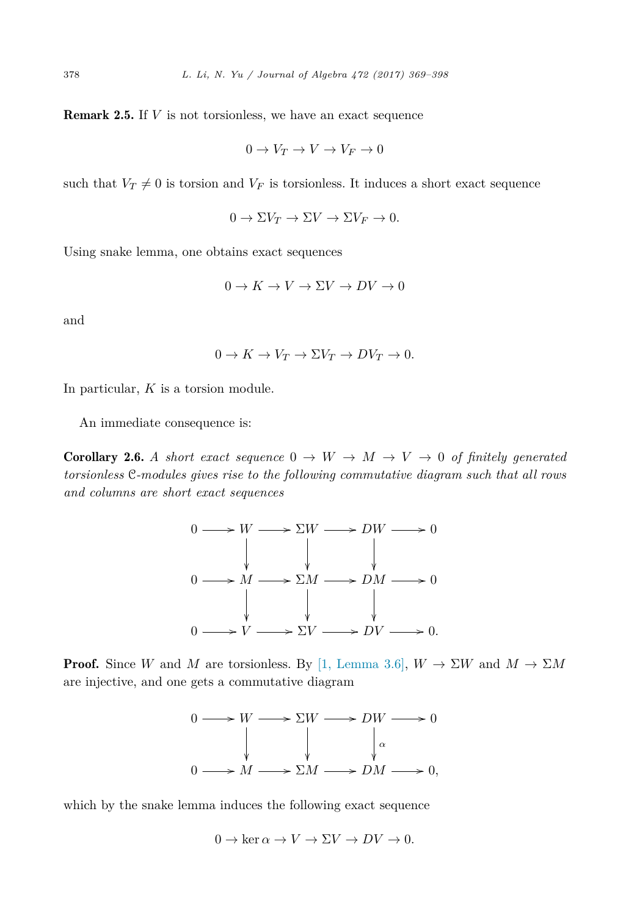**Remark 2.5.** If $V$ is not torsionless, we have an exact sequence

$$0 \to V_T \to V \to V_F \to 0$$

such that $V_T \neq 0$ is torsion and $V_F$ is torsionless. It induces a short exact sequence

$$0 \to \Sigma V_T \to \Sigma V \to \Sigma V_F \to 0.$$

Using snake lemma, one obtains exact sequences

$$0 \to K \to V \to \Sigma V \to DV \to 0$$

and

$$0 \to K \to V_T \to \Sigma V_T \to DV_T \to 0.$$

In particular, $K$ is a torsion module.

An immediate consequence is:

**Corollary 2.6.** *A short exact sequence $0 \to W \to M \to V \to 0$ of finitely generated torsionless $\mathcal{C}$-modules gives rise to the following commutative diagram such that all rows and columns are short exact sequences*

$$\begin{array}{ccccccccc}
0 & \longrightarrow & W & \longrightarrow & \Sigma W & \longrightarrow & DW & \longrightarrow & 0 \\
 & & \downarrow & & \downarrow & & \downarrow & & \\
0 & \longrightarrow & M & \longrightarrow & \Sigma M & \longrightarrow & DM & \longrightarrow & 0 \\
 & & \downarrow & & \downarrow & & \downarrow & & \\
0 & \longrightarrow & V & \longrightarrow & \Sigma V & \longrightarrow & DV & \longrightarrow & 0.
\end{array}$$

**Proof.** Since $W$ and $M$ are torsionless. By [1, Lemma 3.6], $W \to \Sigma W$ and $M \to \Sigma M$ are injective, and one gets a commutative diagram

$$\begin{array}{ccccccccc}
0 & \longrightarrow & W & \longrightarrow & \Sigma W & \longrightarrow & DW & \longrightarrow & 0 \\
 & & \downarrow & & \downarrow & & \downarrow{\scriptstyle \alpha} & & \\
0 & \longrightarrow & M & \longrightarrow & \Sigma M & \longrightarrow & DM & \longrightarrow & 0,
\end{array}$$

which by the snake lemma induces the following exact sequence

$$0 \to \ker \alpha \to V \to \Sigma V \to DV \to 0.$$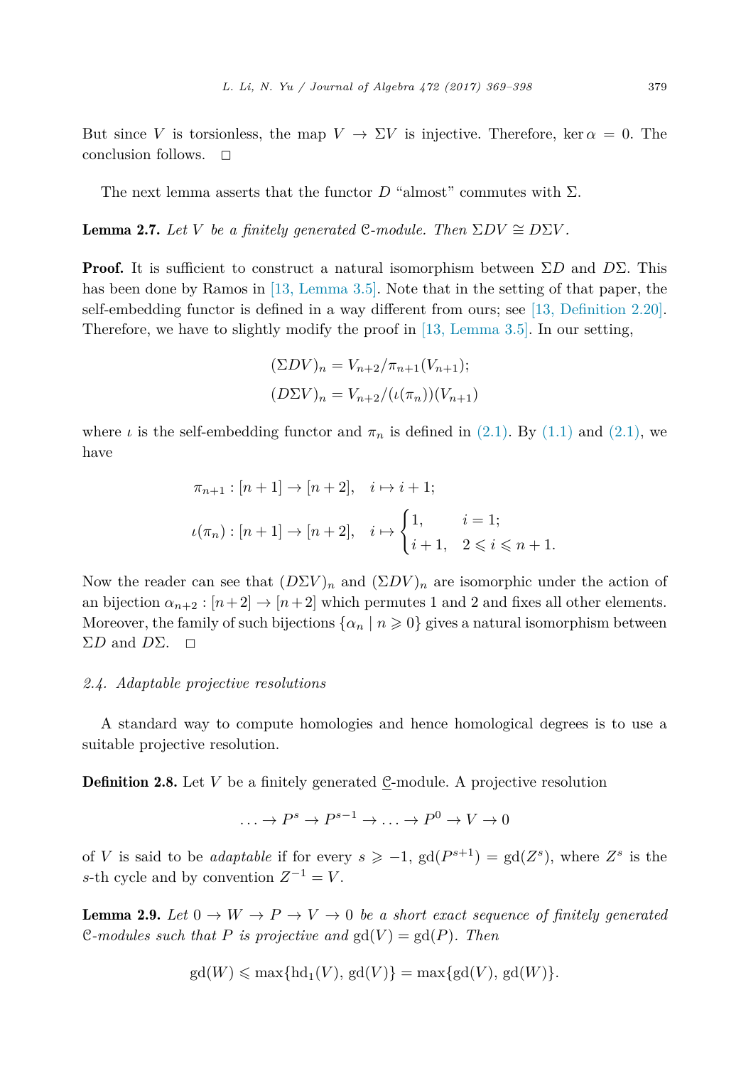But since $V$ is torsionless, the map $V \to \Sigma V$ is injective. Therefore, $\ker \alpha = 0$. The conclusion follows. $\square$

The next lemma asserts that the functor $D$ "almost" commutes with $\Sigma$.

**Lemma 2.7.** *Let $V$ be a finitely generated $\mathcal{C}$-module. Then $\Sigma DV \cong D\Sigma V$.*

**Proof.** It is sufficient to construct a natural isomorphism between $\Sigma D$ and $D\Sigma$. This has been done by Ramos in [13, Lemma 3.5]. Note that in the setting of that paper, the self-embedding functor is defined in a way different from ours; see [13, Definition 2.20]. Therefore, we have to slightly modify the proof in [13, Lemma 3.5]. In our setting,

$$(\Sigma DV)_n = V_{n+2}/\pi_{n+1}(V_{n+1});$$
$$(D\Sigma V)_n = V_{n+2}/(\iota(\pi_n))(V_{n+1})$$

where $\iota$ is the self-embedding functor and $\pi_n$ is defined in (2.1). By (1.1) and (2.1), we have

$$\pi_{n+1} : [n+1] \to [n+2], \quad i \mapsto i+1;$$
$$\iota(\pi_n) : [n+1] \to [n+2], \quad i \mapsto \begin{cases} 1, & i = 1; \\ i+1, & 2 \leqslant i \leqslant n+1. \end{cases}$$

Now the reader can see that $(D\Sigma V)_n$ and $(\Sigma DV)_n$ are isomorphic under the action of an bijection $\alpha_{n+2} : [n+2] \to [n+2]$ which permutes 1 and 2 and fixes all other elements. Moreover, the family of such bijections $\{\alpha_n \mid n \geqslant 0\}$ gives a natural isomorphism between $\Sigma D$ and $D\Sigma$. $\square$

### *2.4. Adaptable projective resolutions*

A standard way to compute homologies and hence homological degrees is to use a suitable projective resolution.

**Definition 2.8.** Let $V$ be a finitely generated $\underline{\mathcal{C}}$-module. A projective resolution

$$\ldots \to P^s \to P^{s-1} \to \ldots \to P^0 \to V \to 0$$

of $V$ is said to be *adaptable* if for every $s \geqslant -1$, $\mathrm{gd}(P^{s+1}) = \mathrm{gd}(Z^s)$, where $Z^s$ is the $s$-th cycle and by convention $Z^{-1} = V$.

**Lemma 2.9.** *Let $0 \to W \to P \to V \to 0$ be a short exact sequence of finitely generated $\mathcal{C}$-modules such that $P$ is projective and $\mathrm{gd}(V) = \mathrm{gd}(P)$. Then*

$$\mathrm{gd}(W) \leqslant \max\{\mathrm{hd}_1(V), \mathrm{gd}(V)\} = \max\{\mathrm{gd}(V), \mathrm{gd}(W)\}.$$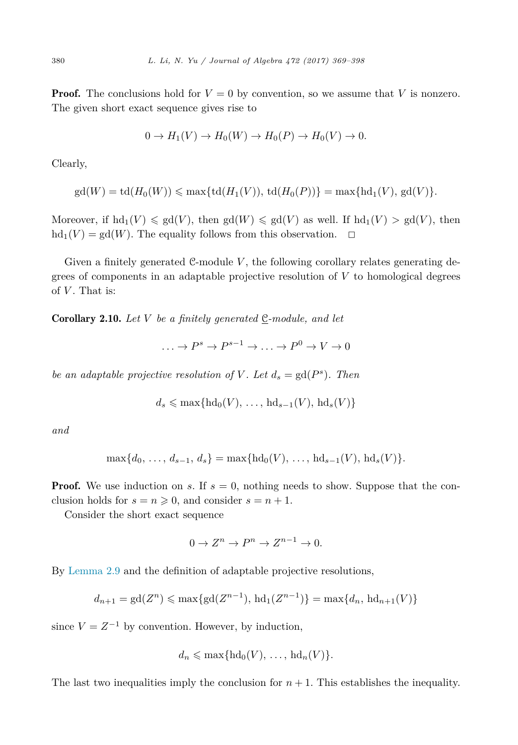**Proof.** The conclusions hold for $V = 0$ by convention, so we assume that $V$ is nonzero. The given short exact sequence gives rise to

$$0 \to H_1(V) \to H_0(W) \to H_0(P) \to H_0(V) \to 0.$$

Clearly,

$$\mathrm{gd}(W) = \mathrm{td}(H_0(W)) \leqslant \max\{\mathrm{td}(H_1(V)),\, \mathrm{td}(H_0(P))\} = \max\{\mathrm{hd}_1(V),\, \mathrm{gd}(V)\}.$$

Moreover, if $\mathrm{hd}_1(V) \leqslant \mathrm{gd}(V)$, then $\mathrm{gd}(W) \leqslant \mathrm{gd}(V)$ as well. If $\mathrm{hd}_1(V) > \mathrm{gd}(V)$, then $\mathrm{hd}_1(V) = \mathrm{gd}(W)$. The equality follows from this observation. $\square$

Given a finitely generated $\mathcal{C}$-module $V$, the following corollary relates generating degrees of components in an adaptable projective resolution of $V$ to homological degrees of $V$. That is:

**Corollary 2.10.** *Let $V$ be a finitely generated $\underline{\mathcal{C}}$-module, and let*

$$\ldots \to P^s \to P^{s-1} \to \ldots \to P^0 \to V \to 0$$

*be an adaptable projective resolution of $V$. Let $d_s = \mathrm{gd}(P^s)$. Then*

$$d_s \leqslant \max\{\mathrm{hd}_0(V),\, \ldots,\, \mathrm{hd}_{s-1}(V),\, \mathrm{hd}_s(V)\}$$

*and*

$$\max\{d_0,\, \ldots,\, d_{s-1},\, d_s\} = \max\{\mathrm{hd}_0(V),\, \ldots,\, \mathrm{hd}_{s-1}(V),\, \mathrm{hd}_s(V)\}.$$

**Proof.** We use induction on $s$. If $s = 0$, nothing needs to show. Suppose that the conclusion holds for $s = n \geqslant 0$, and consider $s = n + 1$.

Consider the short exact sequence

$$0 \to Z^n \to P^n \to Z^{n-1} \to 0.$$

By Lemma 2.9 and the definition of adaptable projective resolutions,

$$d_{n+1} = \mathrm{gd}(Z^n) \leqslant \max\{\mathrm{gd}(Z^{n-1}),\, \mathrm{hd}_1(Z^{n-1})\} = \max\{d_n,\, \mathrm{hd}_{n+1}(V)\}$$

since $V = Z^{-1}$ by convention. However, by induction,

$$d_n \leqslant \max\{\mathrm{hd}_0(V),\, \ldots,\, \mathrm{hd}_n(V)\}.$$

The last two inequalities imply the conclusion for $n + 1$. This establishes the inequality.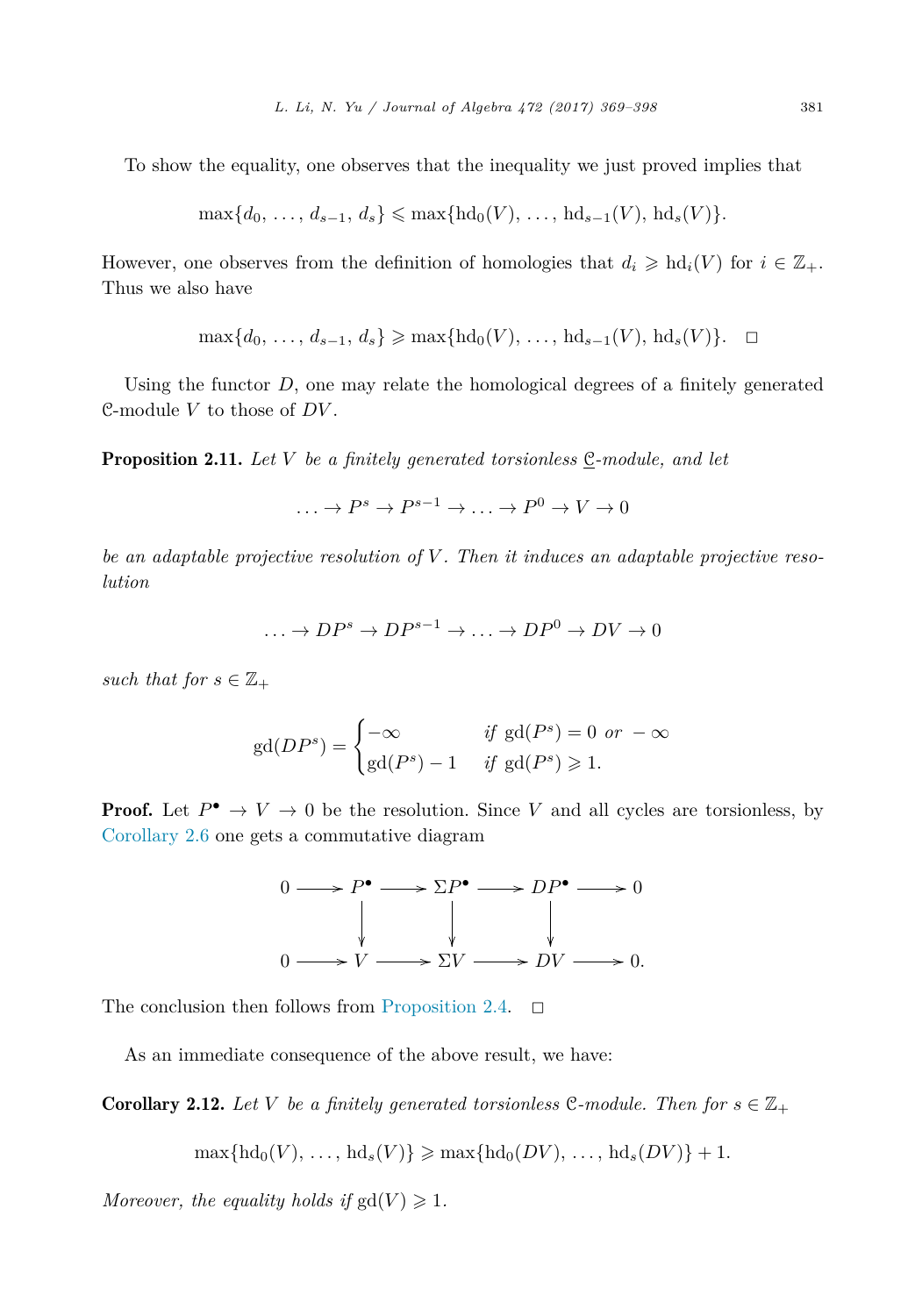To show the equality, one observes that the inequality we just proved implies that

$$\max\{d_0, \ldots, d_{s-1}, d_s\} \leqslant \max\{\mathrm{hd}_0(V), \ldots, \mathrm{hd}_{s-1}(V), \mathrm{hd}_s(V)\}.$$

However, one observes from the definition of homologies that $d_i \geqslant \mathrm{hd}_i(V)$ for $i \in \mathbb{Z}_+$. Thus we also have

$$\max\{d_0, \ldots, d_{s-1}, d_s\} \geqslant \max\{\mathrm{hd}_0(V), \ldots, \mathrm{hd}_{s-1}(V), \mathrm{hd}_s(V)\}. \quad \square$$

Using the functor $D$, one may relate the homological degrees of a finitely generated $\mathcal{C}$-module $V$ to those of $DV$.

**Proposition 2.11.** *Let $V$ be a finitely generated torsionless $\underline{\mathcal{C}}$-module, and let*

$$\ldots \to P^s \to P^{s-1} \to \ldots \to P^0 \to V \to 0$$

*be an adaptable projective resolution of $V$. Then it induces an adaptable projective resolution*

$$\ldots \to DP^s \to DP^{s-1} \to \ldots \to DP^0 \to DV \to 0$$

*such that for $s \in \mathbb{Z}_+$*

$$\mathrm{gd}(DP^s) = \begin{cases} -\infty & \text{if } \mathrm{gd}(P^s) = 0 \text{ or } -\infty \\ \mathrm{gd}(P^s) - 1 & \text{if } \mathrm{gd}(P^s) \geqslant 1. \end{cases}$$

**Proof.** Let $P^\bullet \to V \to 0$ be the resolution. Since $V$ and all cycles are torsionless, by Corollary 2.6 one gets a commutative diagram

$$\begin{array}{ccccccccc} 0 & \longrightarrow & P^\bullet & \longrightarrow & \Sigma P^\bullet & \longrightarrow & DP^\bullet & \longrightarrow & 0 \\ & & \downarrow & & \downarrow & & \downarrow & & \\ 0 & \longrightarrow & V & \longrightarrow & \Sigma V & \longrightarrow & DV & \longrightarrow & 0. \end{array}$$

The conclusion then follows from Proposition 2.4. $\square$

As an immediate consequence of the above result, we have:

**Corollary 2.12.** *Let $V$ be a finitely generated torsionless $\mathcal{C}$-module. Then for $s \in \mathbb{Z}_+$*

$$\max\{\mathrm{hd}_0(V), \ldots, \mathrm{hd}_s(V)\} \geqslant \max\{\mathrm{hd}_0(DV), \ldots, \mathrm{hd}_s(DV)\} + 1.$$

*Moreover, the equality holds if $\mathrm{gd}(V) \geqslant 1$.*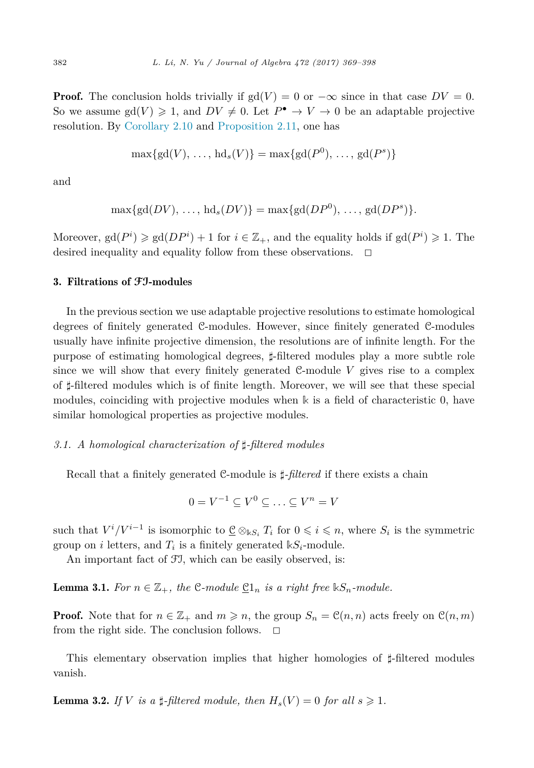**Proof.** The conclusion holds trivially if $\mathrm{gd}(V) = 0$ or $-\infty$ since in that case $DV = 0$. So we assume $\mathrm{gd}(V) \geqslant 1$, and $DV \neq 0$. Let $P^\bullet \to V \to 0$ be an adaptable projective resolution. By Corollary 2.10 and Proposition 2.11, one has

$$\max\{\mathrm{gd}(V), \ldots, \mathrm{hd}_s(V)\} = \max\{\mathrm{gd}(P^0), \ldots, \mathrm{gd}(P^s)\}$$

and

$$\max\{\mathrm{gd}(DV), \ldots, \mathrm{hd}_s(DV)\} = \max\{\mathrm{gd}(DP^0), \ldots, \mathrm{gd}(DP^s)\}.$$

Moreover, $\mathrm{gd}(P^i) \geqslant \mathrm{gd}(DP^i) + 1$ for $i \in \mathbb{Z}_+$, and the equality holds if $\mathrm{gd}(P^i) \geqslant 1$. The desired inequality and equality follow from these observations. $\square$

## 3. Filtrations of $\mathcal{FI}$-modules

In the previous section we use adaptable projective resolutions to estimate homological degrees of finitely generated $\mathcal{C}$-modules. However, since finitely generated $\mathcal{C}$-modules usually have infinite projective dimension, the resolutions are of infinite length. For the purpose of estimating homological degrees, $\sharp$-filtered modules play a more subtle role since we will show that every finitely generated $\mathcal{C}$-module $V$ gives rise to a complex of $\sharp$-filtered modules which is of finite length. Moreover, we will see that these special modules, coinciding with projective modules when $\Bbbk$ is a field of characteristic 0, have similar homological properties as projective modules.

### *3.1. A homological characterization of $\sharp$-filtered modules*

Recall that a finitely generated $\mathcal{C}$-module is *$\sharp$-filtered* if there exists a chain

$$0 = V^{-1} \subseteq V^0 \subseteq \ldots \subseteq V^n = V$$

such that $V^i/V^{i-1}$ is isomorphic to $\underline{\mathcal{C}} \otimes_{\Bbbk S_i} T_i$ for $0 \leqslant i \leqslant n$, where $S_i$ is the symmetric group on $i$ letters, and $T_i$ is a finitely generated $\Bbbk S_i$-module.

An important fact of $\mathcal{FI}$, which can be easily observed, is:

**Lemma 3.1.** *For $n \in \mathbb{Z}_+$, the $\mathcal{C}$-module $\underline{\mathcal{C}}1_n$ is a right free $\Bbbk S_n$-module.*

**Proof.** Note that for $n \in \mathbb{Z}_+$ and $m \geqslant n$, the group $S_n = \mathcal{C}(n, n)$ acts freely on $\mathcal{C}(n, m)$ from the right side. The conclusion follows. $\square$

This elementary observation implies that higher homologies of $\sharp$-filtered modules vanish.

**Lemma 3.2.** *If $V$ is a $\sharp$-filtered module, then $H_s(V) = 0$ for all $s \geqslant 1$.*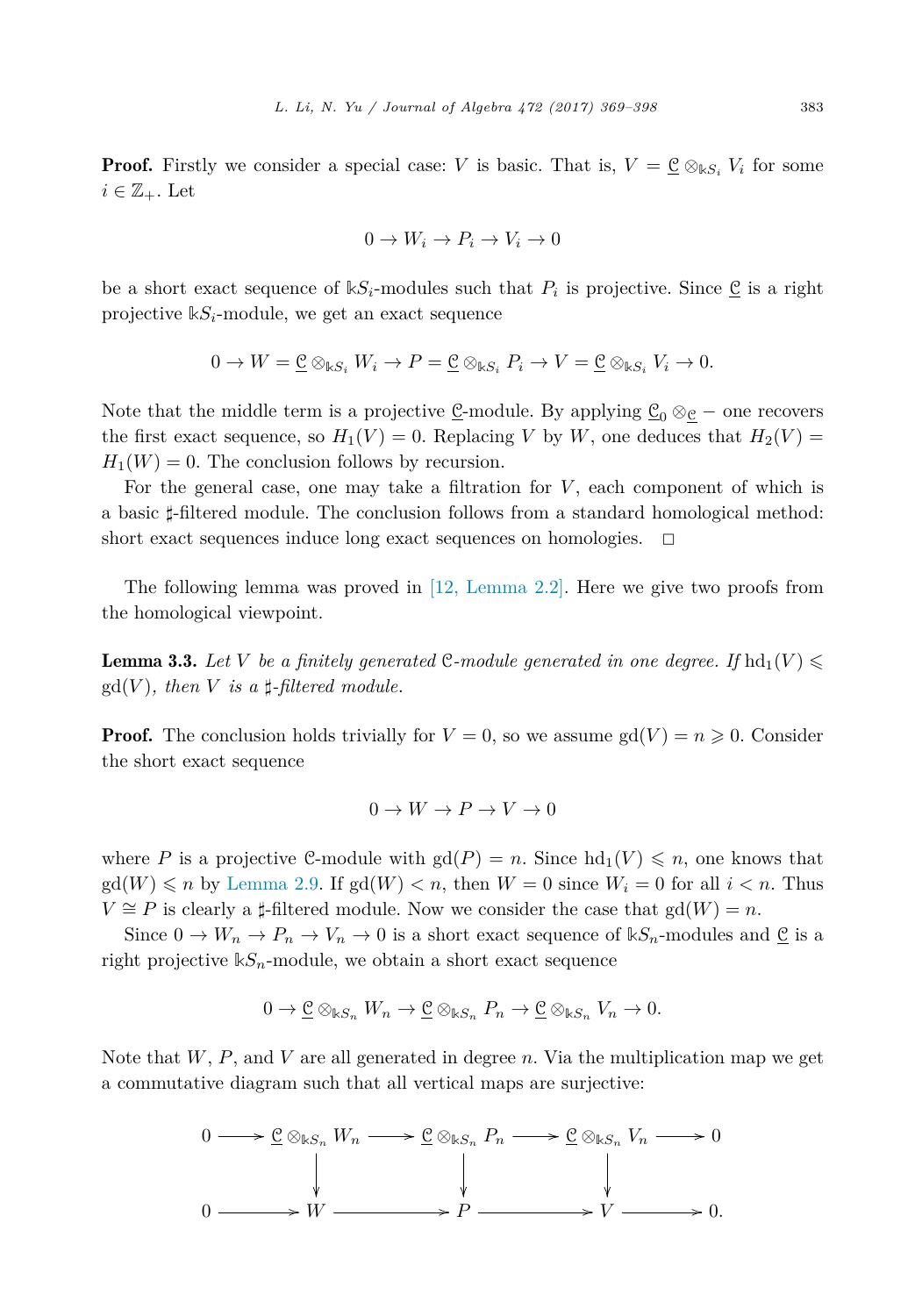**Proof.** Firstly we consider a special case: $V$ is basic. That is, $V = \underline{\mathcal{C}} \otimes_{\Bbbk S_i} V_i$ for some $i \in \mathbb{Z}_+$. Let

$$0 \to W_i \to P_i \to V_i \to 0$$

be a short exact sequence of $\Bbbk S_i$-modules such that $P_i$ is projective. Since $\underline{\mathcal{C}}$ is a right projective $\Bbbk S_i$-module, we get an exact sequence

$$0 \to W = \underline{\mathcal{C}} \otimes_{\Bbbk S_i} W_i \to P = \underline{\mathcal{C}} \otimes_{\Bbbk S_i} P_i \to V = \underline{\mathcal{C}} \otimes_{\Bbbk S_i} V_i \to 0.$$

Note that the middle term is a projective $\underline{\mathcal{C}}$-module. By applying $\underline{\mathcal{C}}_0 \otimes_{\underline{\mathcal{C}}} -$ one recovers the first exact sequence, so $H_1(V) = 0$. Replacing $V$ by $W$, one deduces that $H_2(V) = H_1(W) = 0$. The conclusion follows by recursion.

For the general case, one may take a filtration for $V$, each component of which is a basic $\sharp$-filtered module. The conclusion follows from a standard homological method: short exact sequences induce long exact sequences on homologies. $\square$

The following lemma was proved in [12, Lemma 2.2]. Here we give two proofs from the homological viewpoint.

**Lemma 3.3.** *Let $V$ be a finitely generated $\mathcal{C}$-module generated in one degree. If $\mathrm{hd}_1(V) \leqslant \mathrm{gd}(V)$, then $V$ is a $\sharp$-filtered module.*

**Proof.** The conclusion holds trivially for $V = 0$, so we assume $\mathrm{gd}(V) = n \geqslant 0$. Consider the short exact sequence

$$0 \to W \to P \to V \to 0$$

where $P$ is a projective $\mathcal{C}$-module with $\mathrm{gd}(P) = n$. Since $\mathrm{hd}_1(V) \leqslant n$, one knows that $\mathrm{gd}(W) \leqslant n$ by Lemma 2.9. If $\mathrm{gd}(W) < n$, then $W = 0$ since $W_i = 0$ for all $i < n$. Thus $V \cong P$ is clearly a $\sharp$-filtered module. Now we consider the case that $\mathrm{gd}(W) = n$.

Since $0 \to W_n \to P_n \to V_n \to 0$ is a short exact sequence of $\Bbbk S_n$-modules and $\underline{\mathcal{C}}$ is a right projective $\Bbbk S_n$-module, we obtain a short exact sequence

$$0 \to \underline{\mathcal{C}} \otimes_{\Bbbk S_n} W_n \to \underline{\mathcal{C}} \otimes_{\Bbbk S_n} P_n \to \underline{\mathcal{C}} \otimes_{\Bbbk S_n} V_n \to 0.$$

Note that $W$, $P$, and $V$ are all generated in degree $n$. Via the multiplication map we get a commutative diagram such that all vertical maps are surjective:

$$\begin{array}{ccccccccc}
0 & \longrightarrow & \underline{\mathcal{C}} \otimes_{\Bbbk S_n} W_n & \longrightarrow & \underline{\mathcal{C}} \otimes_{\Bbbk S_n} P_n & \longrightarrow & \underline{\mathcal{C}} \otimes_{\Bbbk S_n} V_n & \longrightarrow & 0 \\
 & & \downarrow & & \downarrow & & \downarrow & & \\
0 & \longrightarrow & W & \longrightarrow & P & \longrightarrow & V & \longrightarrow & 0.
\end{array}$$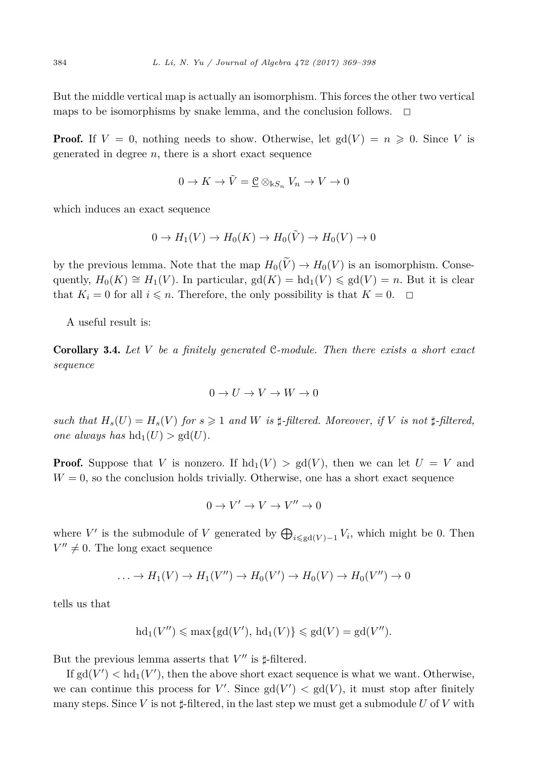But the middle vertical map is actually an isomorphism. This forces the other two vertical maps to be isomorphisms by snake lemma, and the conclusion follows. $\square$

**Proof.** If $V = 0$, nothing needs to show. Otherwise, let $\mathrm{gd}(V) = n \geqslant 0$. Since $V$ is generated in degree $n$, there is a short exact sequence

$$0 \to K \to \tilde{V} = \underline{\mathcal{C}} \otimes_{\Bbbk S_n} V_n \to V \to 0$$

which induces an exact sequence

$$0 \to H_1(V) \to H_0(K) \to H_0(\tilde{V}) \to H_0(V) \to 0$$

by the previous lemma. Note that the map $H_0(\widetilde{V}) \to H_0(V)$ is an isomorphism. Consequently, $H_0(K) \cong H_1(V)$. In particular, $\mathrm{gd}(K) = \mathrm{hd}_1(V) \leqslant \mathrm{gd}(V) = n$. But it is clear that $K_i = 0$ for all $i \leqslant n$. Therefore, the only possibility is that $K = 0$. $\square$

A useful result is:

**Corollary 3.4.** *Let $V$ be a finitely generated $\mathcal{C}$-module. Then there exists a short exact sequence*

$$0 \to U \to V \to W \to 0$$

*such that $H_s(U) = H_s(V)$ for $s \geqslant 1$ and $W$ is $\sharp$-filtered. Moreover, if $V$ is not $\sharp$-filtered, one always has $\mathrm{hd}_1(U) > \mathrm{gd}(U)$.*

**Proof.** Suppose that $V$ is nonzero. If $\mathrm{hd}_1(V) > \mathrm{gd}(V)$, then we can let $U = V$ and $W = 0$, so the conclusion holds trivially. Otherwise, one has a short exact sequence

$$0 \to V' \to V \to V'' \to 0$$

where $V'$ is the submodule of $V$ generated by $\bigoplus_{i \leqslant \mathrm{gd}(V)-1} V_i$, which might be 0. Then $V'' \neq 0$. The long exact sequence

$$\ldots \to H_1(V) \to H_1(V'') \to H_0(V') \to H_0(V) \to H_0(V'') \to 0$$

tells us that

$$\mathrm{hd}_1(V'') \leqslant \max\{\mathrm{gd}(V'), \mathrm{hd}_1(V)\} \leqslant \mathrm{gd}(V) = \mathrm{gd}(V'').$$

But the previous lemma asserts that $V''$ is $\sharp$-filtered.

If $\mathrm{gd}(V') < \mathrm{hd}_1(V')$, then the above short exact sequence is what we want. Otherwise, we can continue this process for $V'$. Since $\mathrm{gd}(V') < \mathrm{gd}(V)$, it must stop after finitely many steps. Since $V$ is not $\sharp$-filtered, in the last step we must get a submodule $U$ of $V$ with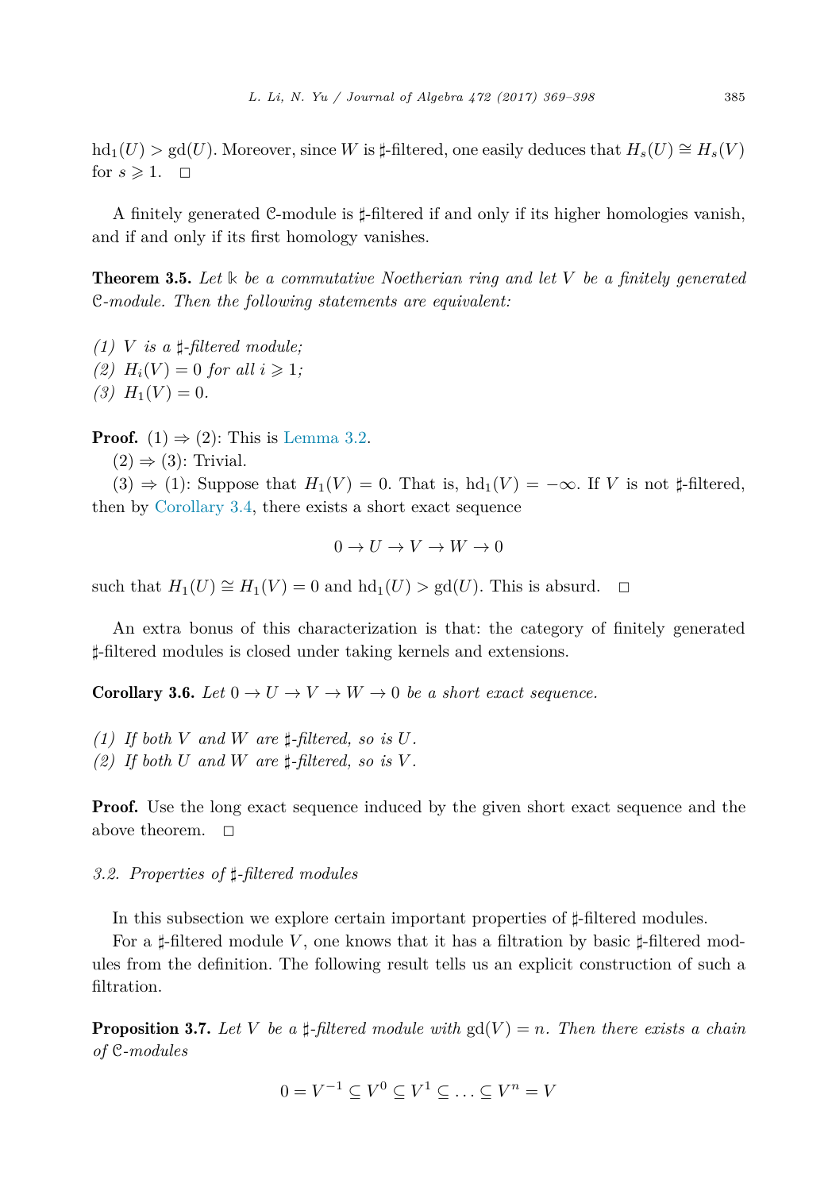$\mathrm{hd}_1(U) > \mathrm{gd}(U)$. Moreover, since $W$ is $\sharp$-filtered, one easily deduces that $H_s(U) \cong H_s(V)$ for $s \geqslant 1$. $\square$

A finitely generated $\mathcal{C}$-module is $\sharp$-filtered if and only if its higher homologies vanish, and if and only if its first homology vanishes.

**Theorem 3.5.** *Let $\Bbbk$ be a commutative Noetherian ring and let $V$ be a finitely generated $\mathcal{C}$-module. Then the following statements are equivalent:*

*(1) $V$ is a $\sharp$-filtered module;*
*(2) $H_i(V) = 0$ for all $i \geqslant 1$;*
*(3) $H_1(V) = 0$.*

**Proof.** (1) $\Rightarrow$ (2): This is Lemma 3.2.

(2) $\Rightarrow$ (3): Trivial.

(3) $\Rightarrow$ (1): Suppose that $H_1(V) = 0$. That is, $\mathrm{hd}_1(V) = -\infty$. If $V$ is not $\sharp$-filtered, then by Corollary 3.4, there exists a short exact sequence

$$0 \to U \to V \to W \to 0$$

such that $H_1(U) \cong H_1(V) = 0$ and $\mathrm{hd}_1(U) > \mathrm{gd}(U)$. This is absurd. $\square$

An extra bonus of this characterization is that: the category of finitely generated $\sharp$-filtered modules is closed under taking kernels and extensions.

**Corollary 3.6.** *Let $0 \to U \to V \to W \to 0$ be a short exact sequence.*

*(1) If both $V$ and $W$ are $\sharp$-filtered, so is $U$.*
*(2) If both $U$ and $W$ are $\sharp$-filtered, so is $V$.*

**Proof.** Use the long exact sequence induced by the given short exact sequence and the above theorem. $\square$

### 3.2. Properties of $\sharp$-filtered modules

In this subsection we explore certain important properties of $\sharp$-filtered modules.

For a $\sharp$-filtered module $V$, one knows that it has a filtration by basic $\sharp$-filtered modules from the definition. The following result tells us an explicit construction of such a filtration.

**Proposition 3.7.** *Let $V$ be a $\sharp$-filtered module with $\mathrm{gd}(V) = n$. Then there exists a chain of $\mathcal{C}$-modules*

$$0 = V^{-1} \subseteq V^0 \subseteq V^1 \subseteq \ldots \subseteq V^n = V$$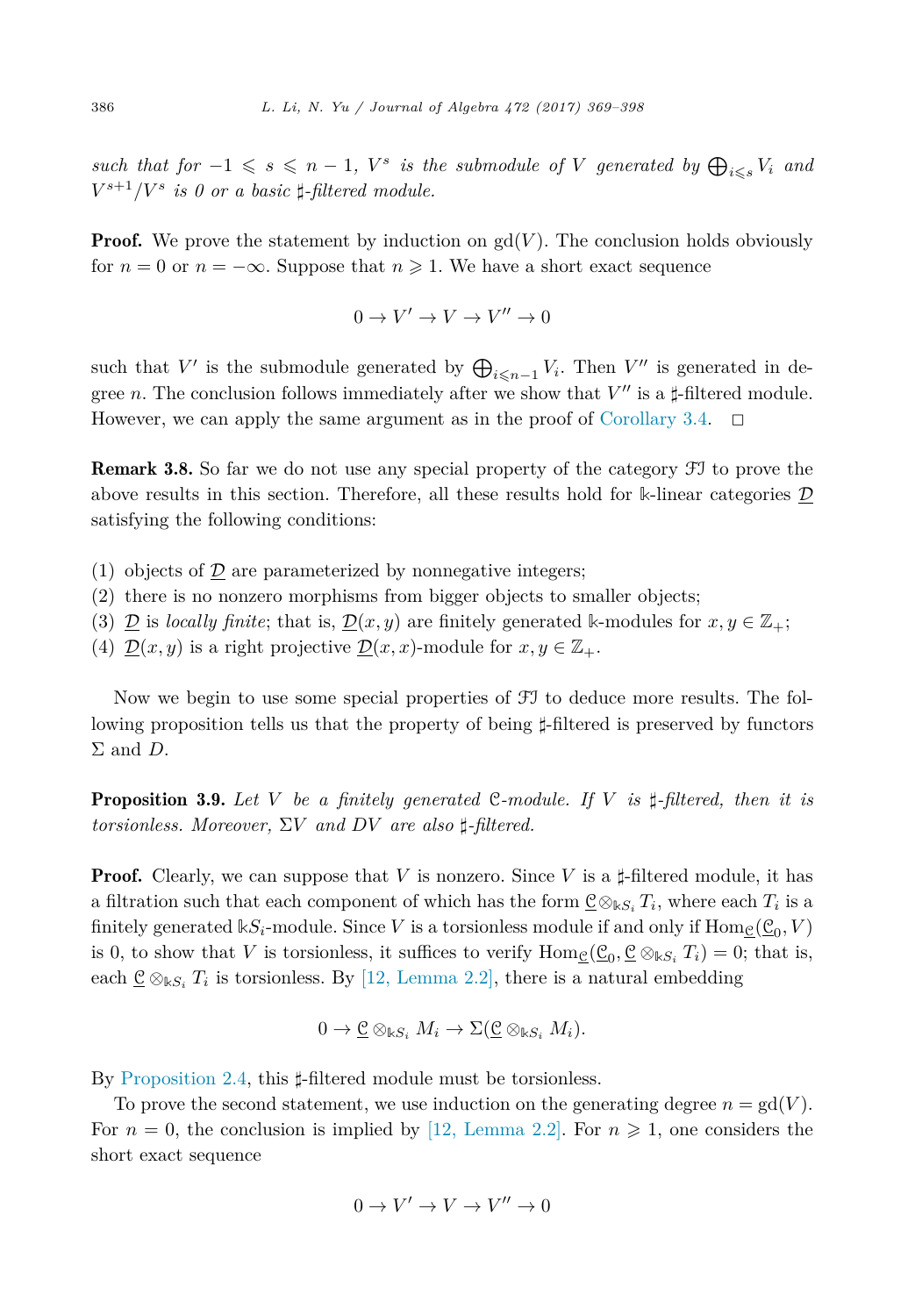*such that for $-1 \leqslant s \leqslant n-1$, $V^s$ is the submodule of $V$ generated by $\bigoplus_{i \leqslant s} V_i$ and $V^{s+1}/V^s$ is 0 or a basic $\sharp$-filtered module.*

**Proof.** We prove the statement by induction on $\mathrm{gd}(V)$. The conclusion holds obviously for $n = 0$ or $n = -\infty$. Suppose that $n \geqslant 1$. We have a short exact sequence

$$0 \to V' \to V \to V'' \to 0$$

such that $V'$ is the submodule generated by $\bigoplus_{i \leqslant n-1} V_i$. Then $V''$ is generated in degree $n$. The conclusion follows immediately after we show that $V''$ is a $\sharp$-filtered module. However, we can apply the same argument as in the proof of Corollary 3.4. $\square$

**Remark 3.8.** So far we do not use any special property of the category $\mathcal{FI}$ to prove the above results in this section. Therefore, all these results hold for $\Bbbk$-linear categories $\underline{\mathcal{D}}$ satisfying the following conditions:

(1) objects of $\underline{\mathcal{D}}$ are parameterized by nonnegative integers;
(2) there is no nonzero morphisms from bigger objects to smaller objects;
(3) $\underline{\mathcal{D}}$ is *locally finite*; that is, $\underline{\mathcal{D}}(x, y)$ are finitely generated $\Bbbk$-modules for $x, y \in \mathbb{Z}_+$;
(4) $\underline{\mathcal{D}}(x, y)$ is a right projective $\underline{\mathcal{D}}(x, x)$-module for $x, y \in \mathbb{Z}_+$.

Now we begin to use some special properties of $\mathcal{FI}$ to deduce more results. The following proposition tells us that the property of being $\sharp$-filtered is preserved by functors $\Sigma$ and $D$.

**Proposition 3.9.** *Let $V$ be a finitely generated $\mathcal{C}$-module. If $V$ is $\sharp$-filtered, then it is torsionless. Moreover, $\Sigma V$ and $DV$ are also $\sharp$-filtered.*

**Proof.** Clearly, we can suppose that $V$ is nonzero. Since $V$ is a $\sharp$-filtered module, it has a filtration such that each component of which has the form $\underline{\mathcal{C}} \otimes_{\Bbbk S_i} T_i$, where each $T_i$ is a finitely generated $\Bbbk S_i$-module. Since $V$ is a torsionless module if and only if $\mathrm{Hom}_{\mathcal{C}}(\mathcal{C}_0, V)$ is 0, to show that $V$ is torsionless, it suffices to verify $\mathrm{Hom}_{\mathcal{C}}(\underline{\mathcal{C}}_0, \underline{\mathcal{C}} \otimes_{\Bbbk S_i} T_i) = 0$; that is, each $\underline{\mathcal{C}} \otimes_{\Bbbk S_i} T_i$ is torsionless. By [12, Lemma 2.2], there is a natural embedding

$$0 \to \underline{\mathcal{C}} \otimes_{\Bbbk S_i} M_i \to \Sigma(\underline{\mathcal{C}} \otimes_{\Bbbk S_i} M_i).$$

By Proposition 2.4, this $\sharp$-filtered module must be torsionless.

To prove the second statement, we use induction on the generating degree $n = \mathrm{gd}(V)$. For $n = 0$, the conclusion is implied by [12, Lemma 2.2]. For $n \geqslant 1$, one considers the short exact sequence

$$0 \to V' \to V \to V'' \to 0$$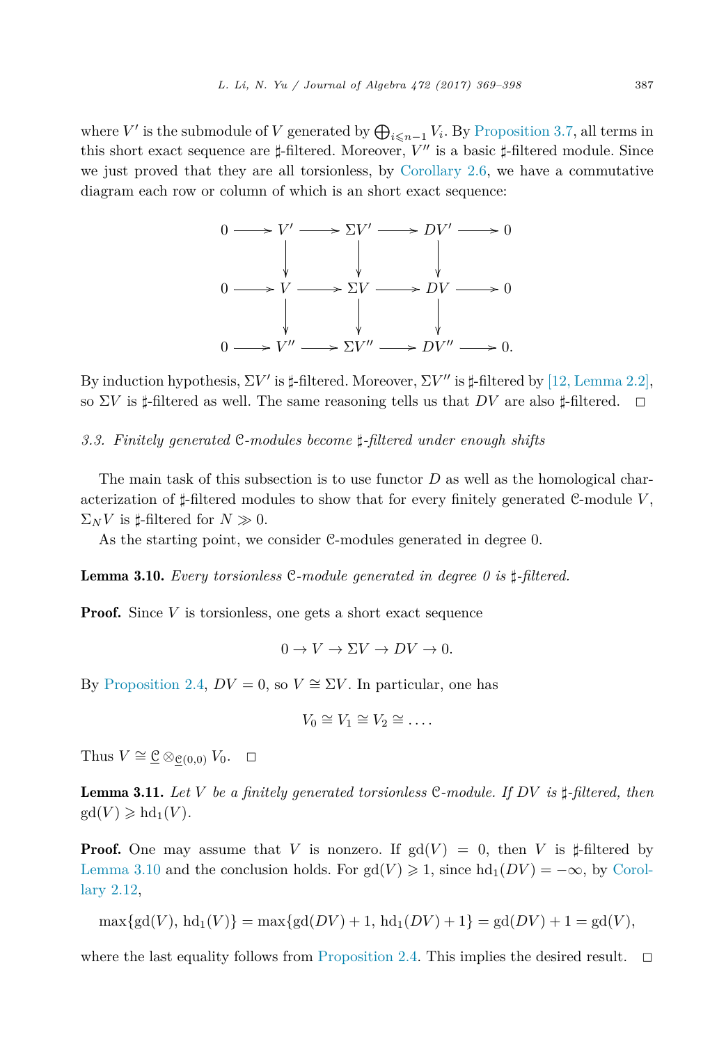where $V'$ is the submodule of $V$ generated by $\bigoplus_{i \leqslant n-1} V_i$. By Proposition 3.7, all terms in this short exact sequence are $\sharp$-filtered. Moreover, $V''$ is a basic $\sharp$-filtered module. Since we just proved that they are all torsionless, by Corollary 2.6, we have a commutative diagram each row or column of which is an short exact sequence:

$$\begin{array}{ccccccccc}
0 & \longrightarrow & V' & \longrightarrow & \Sigma V' & \longrightarrow & DV' & \longrightarrow & 0 \\
 & & \downarrow & & \downarrow & & \downarrow & & \\
0 & \longrightarrow & V & \longrightarrow & \Sigma V & \longrightarrow & DV & \longrightarrow & 0 \\
 & & \downarrow & & \downarrow & & \downarrow & & \\
0 & \longrightarrow & V'' & \longrightarrow & \Sigma V'' & \longrightarrow & DV'' & \longrightarrow & 0.
\end{array}$$

By induction hypothesis, $\Sigma V'$ is $\sharp$-filtered. Moreover, $\Sigma V''$ is $\sharp$-filtered by [12, Lemma 2.2], so $\Sigma V$ is $\sharp$-filtered as well. The same reasoning tells us that $DV$ are also $\sharp$-filtered. $\square$

### 3.3. Finitely generated $\mathcal{C}$-modules become $\sharp$-filtered under enough shifts

The main task of this subsection is to use functor $D$ as well as the homological characterization of $\sharp$-filtered modules to show that for every finitely generated $\mathcal{C}$-module $V$, $\Sigma_N V$ is $\sharp$-filtered for $N \gg 0$.

As the starting point, we consider $\mathcal{C}$-modules generated in degree 0.

**Lemma 3.10.** *Every torsionless $\mathcal{C}$-module generated in degree 0 is $\sharp$-filtered.*

**Proof.** Since $V$ is torsionless, one gets a short exact sequence

$$0 \to V \to \Sigma V \to DV \to 0.$$

By Proposition 2.4, $DV = 0$, so $V \cong \Sigma V$. In particular, one has

$$V_0 \cong V_1 \cong V_2 \cong \dots .$$

Thus $V \cong \underline{\mathcal{C}} \otimes_{\underline{\mathcal{C}}(0,0)} V_0$. $\square$

**Lemma 3.11.** *Let $V$ be a finitely generated torsionless $\mathcal{C}$-module. If $DV$ is $\sharp$-filtered, then $\mathrm{gd}(V) \geqslant \mathrm{hd}_1(V)$.*

**Proof.** One may assume that $V$ is nonzero. If $\mathrm{gd}(V) = 0$, then $V$ is $\sharp$-filtered by Lemma 3.10 and the conclusion holds. For $\mathrm{gd}(V) \geqslant 1$, since $\mathrm{hd}_1(DV) = -\infty$, by Corollary 2.12,

$$\max\{\mathrm{gd}(V),\, \mathrm{hd}_1(V)\} = \max\{\mathrm{gd}(DV) + 1,\, \mathrm{hd}_1(DV) + 1\} = \mathrm{gd}(DV) + 1 = \mathrm{gd}(V),$$

where the last equality follows from Proposition 2.4. This implies the desired result. $\square$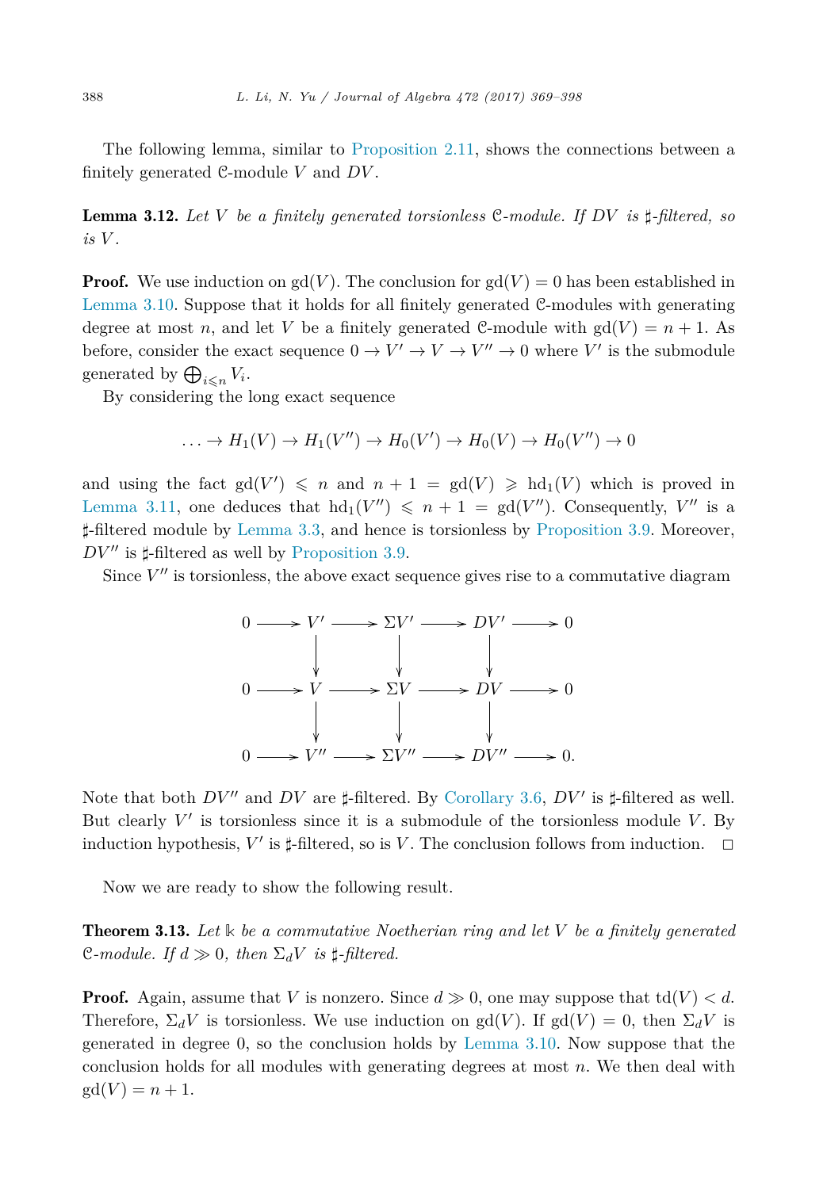The following lemma, similar to Proposition 2.11, shows the connections between a finitely generated $\mathcal{C}$-module $V$ and $DV$.

**Lemma 3.12.** *Let $V$ be a finitely generated torsionless $\mathcal{C}$-module. If $DV$ is $\sharp$-filtered, so is $V$.*

**Proof.** We use induction on $\mathrm{gd}(V)$. The conclusion for $\mathrm{gd}(V) = 0$ has been established in Lemma 3.10. Suppose that it holds for all finitely generated $\mathcal{C}$-modules with generating degree at most $n$, and let $V$ be a finitely generated $\mathcal{C}$-module with $\mathrm{gd}(V) = n + 1$. As before, consider the exact sequence $0 \to V' \to V \to V'' \to 0$ where $V'$ is the submodule generated by $\bigoplus_{i \leqslant n} V_i$.

By considering the long exact sequence

$$\ldots \to H_1(V) \to H_1(V'') \to H_0(V') \to H_0(V) \to H_0(V'') \to 0$$

and using the fact $\mathrm{gd}(V') \leqslant n$ and $n + 1 = \mathrm{gd}(V) \geqslant \mathrm{hd}_1(V)$ which is proved in Lemma 3.11, one deduces that $\mathrm{hd}_1(V'') \leqslant n + 1 = \mathrm{gd}(V'')$. Consequently, $V''$ is a $\sharp$-filtered module by Lemma 3.3, and hence is torsionless by Proposition 3.9. Moreover, $DV''$ is $\sharp$-filtered as well by Proposition 3.9.

Since $V''$ is torsionless, the above exact sequence gives rise to a commutative diagram

$$\begin{array}{ccccccccc}
0 & \longrightarrow & V' & \longrightarrow & \Sigma V' & \longrightarrow & DV' & \longrightarrow & 0 \\
 & & \downarrow & & \downarrow & & \downarrow & & \\
0 & \longrightarrow & V & \longrightarrow & \Sigma V & \longrightarrow & DV & \longrightarrow & 0 \\
 & & \downarrow & & \downarrow & & \downarrow & & \\
0 & \longrightarrow & V'' & \longrightarrow & \Sigma V'' & \longrightarrow & DV'' & \longrightarrow & 0.
\end{array}$$

Note that both $DV''$ and $DV$ are $\sharp$-filtered. By Corollary 3.6, $DV'$ is $\sharp$-filtered as well. But clearly $V'$ is torsionless since it is a submodule of the torsionless module $V$. By induction hypothesis, $V'$ is $\sharp$-filtered, so is $V$. The conclusion follows from induction. $\square$

Now we are ready to show the following result.

**Theorem 3.13.** *Let $\Bbbk$ be a commutative Noetherian ring and let $V$ be a finitely generated $\mathcal{C}$-module. If $d \gg 0$, then $\Sigma_d V$ is $\sharp$-filtered.*

**Proof.** Again, assume that $V$ is nonzero. Since $d \gg 0$, one may suppose that $\mathrm{td}(V) < d$. Therefore, $\Sigma_d V$ is torsionless. We use induction on $\mathrm{gd}(V)$. If $\mathrm{gd}(V) = 0$, then $\Sigma_d V$ is generated in degree 0, so the conclusion holds by Lemma 3.10. Now suppose that the conclusion holds for all modules with generating degrees at most $n$. We then deal with $\mathrm{gd}(V) = n + 1$.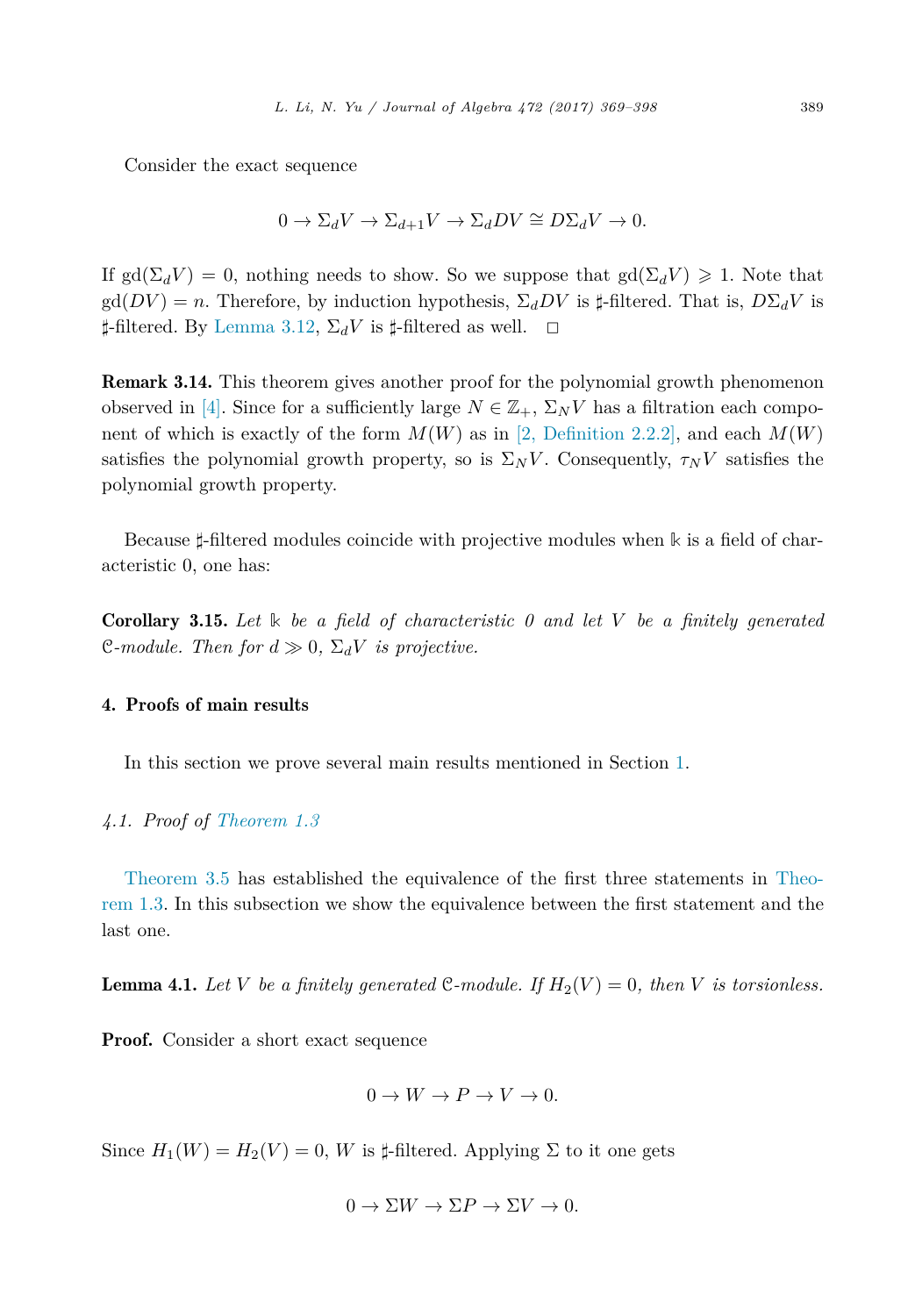Consider the exact sequence

$$0 \to \Sigma_d V \to \Sigma_{d+1} V \to \Sigma_d DV \cong D\Sigma_d V \to 0.$$

If $\mathrm{gd}(\Sigma_d V) = 0$, nothing needs to show. So we suppose that $\mathrm{gd}(\Sigma_d V) \geqslant 1$. Note that $\mathrm{gd}(DV) = n$. Therefore, by induction hypothesis, $\Sigma_d DV$ is $\sharp$-filtered. That is, $D\Sigma_d V$ is $\sharp$-filtered. By Lemma 3.12, $\Sigma_d V$ is $\sharp$-filtered as well. $\square$

**Remark 3.14.** This theorem gives another proof for the polynomial growth phenomenon observed in [4]. Since for a sufficiently large $N \in \mathbb{Z}_+$, $\Sigma_N V$ has a filtration each component of which is exactly of the form $M(W)$ as in [2, Definition 2.2.2], and each $M(W)$ satisfies the polynomial growth property, so is $\Sigma_N V$. Consequently, $\tau_N V$ satisfies the polynomial growth property.

Because $\sharp$-filtered modules coincide with projective modules when $\Bbbk$ is a field of characteristic 0, one has:

**Corollary 3.15.** *Let $\Bbbk$ be a field of characteristic 0 and let $V$ be a finitely generated $\mathcal{C}$-module. Then for $d \gg 0$, $\Sigma_d V$ is projective.*

## 4. Proofs of main results

In this section we prove several main results mentioned in Section 1.

### *4.1. Proof of Theorem 1.3*

Theorem 3.5 has established the equivalence of the first three statements in Theorem 1.3. In this subsection we show the equivalence between the first statement and the last one.

**Lemma 4.1.** *Let $V$ be a finitely generated $\mathcal{C}$-module. If $H_2(V) = 0$, then $V$ is torsionless.*

**Proof.** Consider a short exact sequence

$$0 \to W \to P \to V \to 0.$$

Since $H_1(W) = H_2(V) = 0$, $W$ is $\sharp$-filtered. Applying $\Sigma$ to it one gets

$$0 \to \Sigma W \to \Sigma P \to \Sigma V \to 0.$$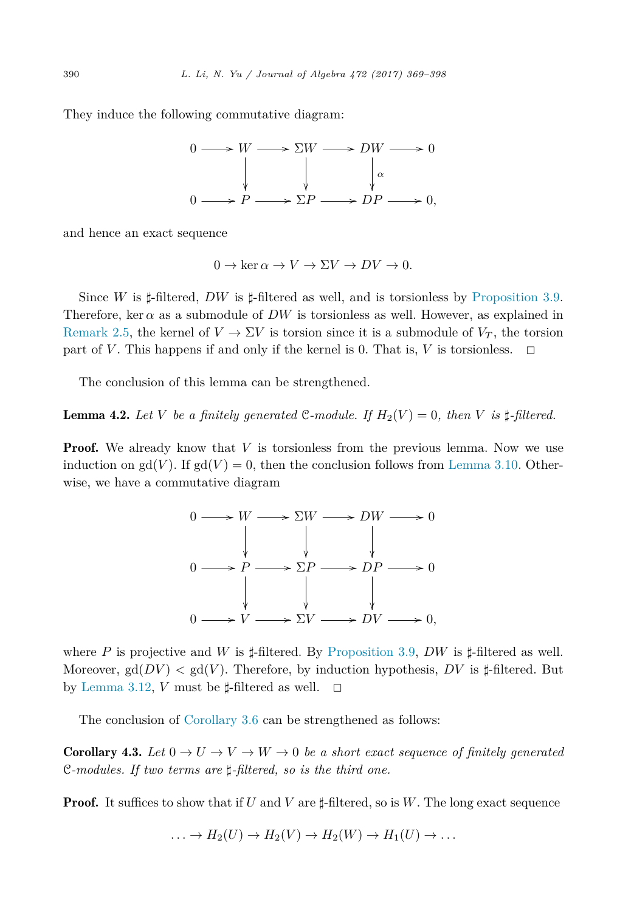They induce the following commutative diagram:

$$
\begin{array}{ccccccccc}
0 & \longrightarrow & W & \longrightarrow & \Sigma W & \longrightarrow & DW & \longrightarrow & 0 \\
 & & \downarrow & & \downarrow & & \downarrow \alpha & & \\
0 & \longrightarrow & P & \longrightarrow & \Sigma P & \longrightarrow & DP & \longrightarrow & 0,
\end{array}
$$

and hence an exact sequence

$$0 \to \ker \alpha \to V \to \Sigma V \to DV \to 0.$$

Since $W$ is $\sharp$-filtered, $DW$ is $\sharp$-filtered as well, and is torsionless by Proposition 3.9. Therefore, $\ker \alpha$ as a submodule of $DW$ is torsionless as well. However, as explained in Remark 2.5, the kernel of $V \to \Sigma V$ is torsion since it is a submodule of $V_T$, the torsion part of $V$. This happens if and only if the kernel is 0. That is, $V$ is torsionless. $\square$

The conclusion of this lemma can be strengthened.

**Lemma 4.2.** *Let $V$ be a finitely generated $\mathcal{C}$-module. If $H_2(V) = 0$, then $V$ is $\sharp$-filtered.*

**Proof.** We already know that $V$ is torsionless from the previous lemma. Now we use induction on $\mathrm{gd}(V)$. If $\mathrm{gd}(V) = 0$, then the conclusion follows from Lemma 3.10. Otherwise, we have a commutative diagram

$$
\begin{array}{ccccccccc}
0 & \longrightarrow & W & \longrightarrow & \Sigma W & \longrightarrow & DW & \longrightarrow & 0 \\
 & & \downarrow & & \downarrow & & \downarrow & & \\
0 & \longrightarrow & P & \longrightarrow & \Sigma P & \longrightarrow & DP & \longrightarrow & 0 \\
 & & \downarrow & & \downarrow & & \downarrow & & \\
0 & \longrightarrow & V & \longrightarrow & \Sigma V & \longrightarrow & DV & \longrightarrow & 0,
\end{array}
$$

where $P$ is projective and $W$ is $\sharp$-filtered. By Proposition 3.9, $DW$ is $\sharp$-filtered as well. Moreover, $\mathrm{gd}(DV) < \mathrm{gd}(V)$. Therefore, by induction hypothesis, $DV$ is $\sharp$-filtered. But by Lemma 3.12, $V$ must be $\sharp$-filtered as well. $\square$

The conclusion of Corollary 3.6 can be strengthened as follows:

**Corollary 4.3.** *Let $0 \to U \to V \to W \to 0$ be a short exact sequence of finitely generated $\mathcal{C}$-modules. If two terms are $\sharp$-filtered, so is the third one.*

**Proof.** It suffices to show that if $U$ and $V$ are $\sharp$-filtered, so is $W$. The long exact sequence

$$\ldots \to H_2(U) \to H_2(V) \to H_2(W) \to H_1(U) \to \ldots$$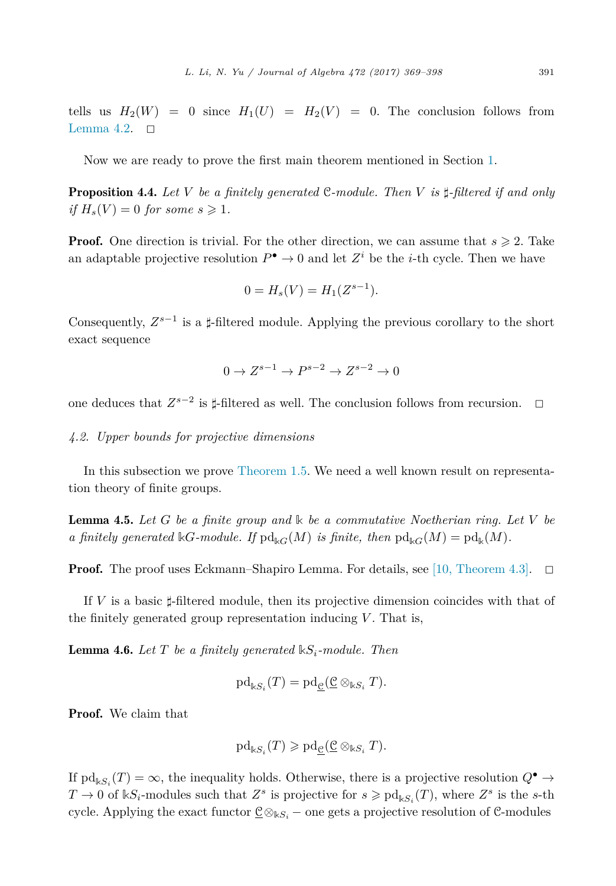tells us $H_2(W) = 0$ since $H_1(U) = H_2(V) = 0$. The conclusion follows from Lemma 4.2. $\square$

Now we are ready to prove the first main theorem mentioned in Section 1.

**Proposition 4.4.** *Let $V$ be a finitely generated $\mathcal{C}$-module. Then $V$ is $\sharp$-filtered if and only if $H_s(V) = 0$ for some $s \geqslant 1$.*

**Proof.** One direction is trivial. For the other direction, we can assume that $s \geqslant 2$. Take an adaptable projective resolution $P^\bullet \to 0$ and let $Z^i$ be the $i$-th cycle. Then we have

$$0 = H_s(V) = H_1(Z^{s-1}).$$

Consequently, $Z^{s-1}$ is a $\sharp$-filtered module. Applying the previous corollary to the short exact sequence

$$0 \to Z^{s-1} \to P^{s-2} \to Z^{s-2} \to 0$$

one deduces that $Z^{s-2}$ is $\sharp$-filtered as well. The conclusion follows from recursion. $\square$

### *4.2. Upper bounds for projective dimensions*

In this subsection we prove Theorem 1.5. We need a well known result on representation theory of finite groups.

**Lemma 4.5.** *Let $G$ be a finite group and $\Bbbk$ be a commutative Noetherian ring. Let $V$ be a finitely generated $\Bbbk G$-module. If $\mathrm{pd}_{\Bbbk G}(M)$ is finite, then $\mathrm{pd}_{\Bbbk G}(M) = \mathrm{pd}_{\Bbbk}(M)$.*

**Proof.** The proof uses Eckmann–Shapiro Lemma. For details, see [10, Theorem 4.3]. $\square$

If $V$ is a basic $\sharp$-filtered module, then its projective dimension coincides with that of the finitely generated group representation inducing $V$. That is,

**Lemma 4.6.** *Let $T$ be a finitely generated $\Bbbk S_i$-module. Then*

$$\mathrm{pd}_{\Bbbk S_i}(T) = \mathrm{pd}_{\underline{\mathcal{C}}}(\underline{\mathcal{C}} \otimes_{\Bbbk S_i} T).$$

**Proof.** We claim that

$$\mathrm{pd}_{\Bbbk S_i}(T) \geqslant \mathrm{pd}_{\underline{\mathcal{C}}}(\underline{\mathcal{C}} \otimes_{\Bbbk S_i} T).$$

If $\mathrm{pd}_{\Bbbk S_i}(T) = \infty$, the inequality holds. Otherwise, there is a projective resolution $Q^\bullet \to T \to 0$ of $\Bbbk S_i$-modules such that $Z^s$ is projective for $s \geqslant \mathrm{pd}_{\Bbbk S_i}(T)$, where $Z^s$ is the $s$-th cycle. Applying the exact functor $\underline{\mathcal{C}} \otimes_{\Bbbk S_i} -$ one gets a projective resolution of $\mathcal{C}$-modules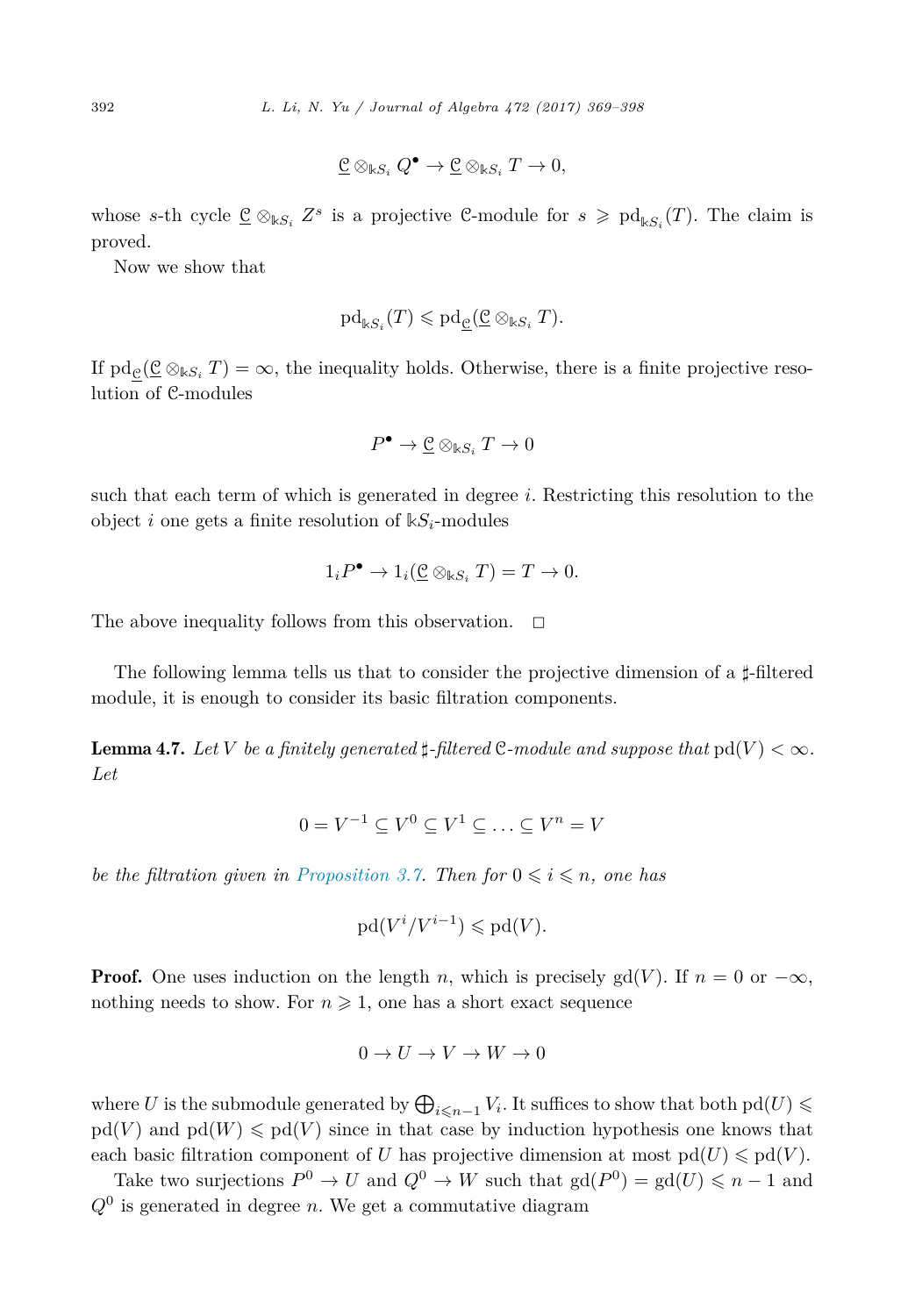$$\underline{\mathcal{C}} \otimes_{\Bbbk S_i} Q^\bullet \to \underline{\mathcal{C}} \otimes_{\Bbbk S_i} T \to 0,$$

whose $s$-th cycle $\underline{\mathcal{C}} \otimes_{\Bbbk S_i} Z^s$ is a projective $\mathcal{C}$-module for $s \geqslant \mathrm{pd}_{\Bbbk S_i}(T)$. The claim is proved.

Now we show that

$$\mathrm{pd}_{\Bbbk S_i}(T) \leqslant \mathrm{pd}_{\underline{\mathcal{C}}}(\underline{\mathcal{C}} \otimes_{\Bbbk S_i} T).$$

If $\mathrm{pd}_{\underline{\mathcal{C}}}(\underline{\mathcal{C}} \otimes_{\Bbbk S_i} T) = \infty$, the inequality holds. Otherwise, there is a finite projective resolution of $\mathcal{C}$-modules

$$P^\bullet \to \underline{\mathcal{C}} \otimes_{\Bbbk S_i} T \to 0$$

such that each term of which is generated in degree $i$. Restricting this resolution to the object $i$ one gets a finite resolution of $\Bbbk S_i$-modules

$$1_i P^\bullet \to 1_i(\underline{\mathcal{C}} \otimes_{\Bbbk S_i} T) = T \to 0.$$

The above inequality follows from this observation. $\square$

The following lemma tells us that to consider the projective dimension of a $\sharp$-filtered module, it is enough to consider its basic filtration components.

**Lemma 4.7.** *Let $V$ be a finitely generated $\sharp$-filtered $\mathcal{C}$-module and suppose that $\mathrm{pd}(V) < \infty$. Let*

$$0 = V^{-1} \subseteq V^0 \subseteq V^1 \subseteq \ldots \subseteq V^n = V$$

*be the filtration given in Proposition 3.7. Then for $0 \leqslant i \leqslant n$, one has*

$$\mathrm{pd}(V^i / V^{i-1}) \leqslant \mathrm{pd}(V).$$

**Proof.** One uses induction on the length $n$, which is precisely $\mathrm{gd}(V)$. If $n = 0$ or $-\infty$, nothing needs to show. For $n \geqslant 1$, one has a short exact sequence

$$0 \to U \to V \to W \to 0$$

where $U$ is the submodule generated by $\bigoplus_{i \leqslant n-1} V_i$. It suffices to show that both $\mathrm{pd}(U) \leqslant \mathrm{pd}(V)$ and $\mathrm{pd}(W) \leqslant \mathrm{pd}(V)$ since in that case by induction hypothesis one knows that each basic filtration component of $U$ has projective dimension at most $\mathrm{pd}(U) \leqslant \mathrm{pd}(V)$.

Take two surjections $P^0 \to U$ and $Q^0 \to W$ such that $\mathrm{gd}(P^0) = \mathrm{gd}(U) \leqslant n - 1$ and $Q^0$ is generated in degree $n$. We get a commutative diagram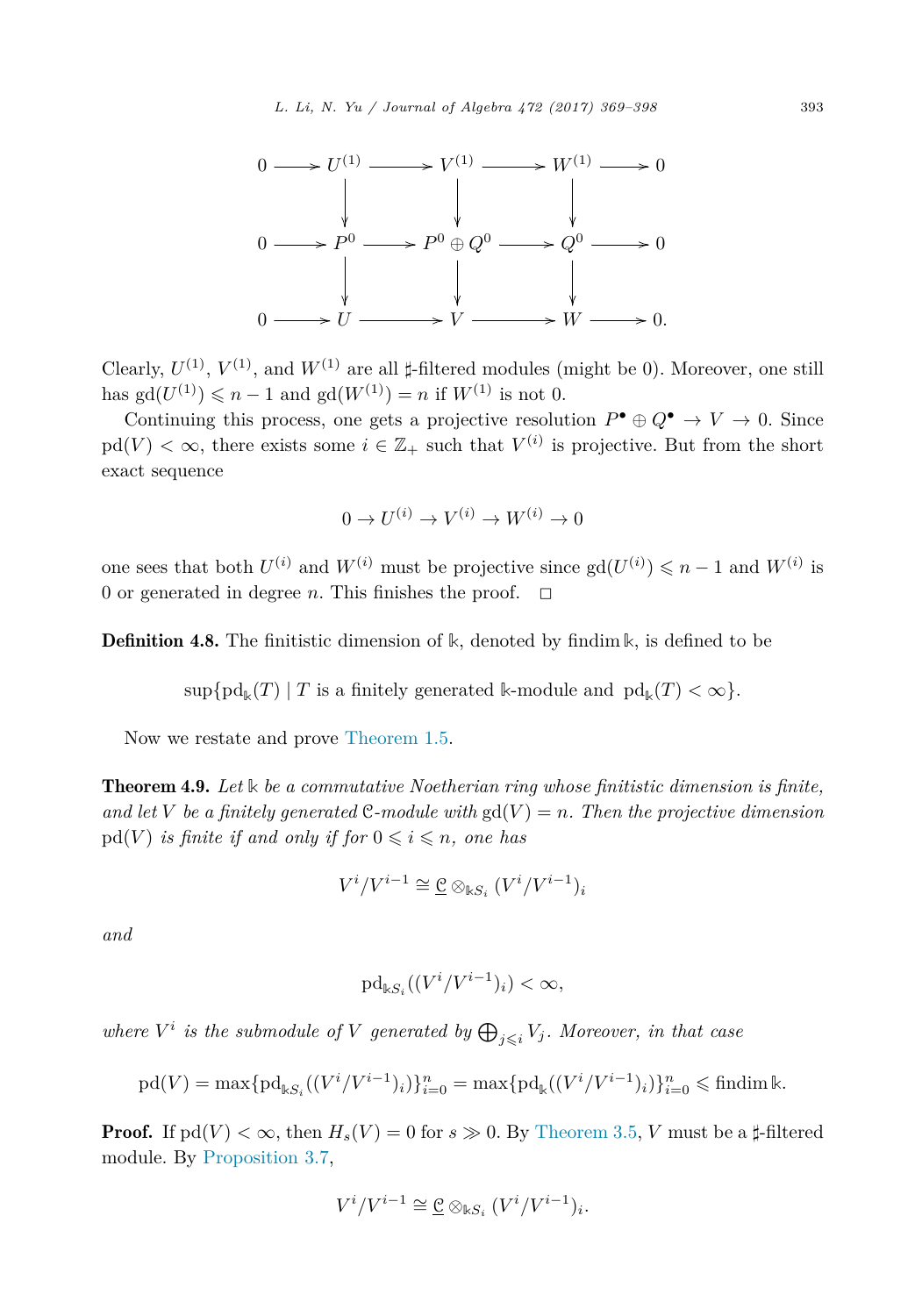$$
\begin{array}{ccccccccc}
0 & \longrightarrow & U^{(1)} & \longrightarrow & V^{(1)} & \longrightarrow & W^{(1)} & \longrightarrow & 0 \\
 & & \downarrow & & \downarrow & & \downarrow & & \\
0 & \longrightarrow & P^0 & \longrightarrow & P^0 \oplus Q^0 & \longrightarrow & Q^0 & \longrightarrow & 0 \\
 & & \downarrow & & \downarrow & & \downarrow & & \\
0 & \longrightarrow & U & \longrightarrow & V & \longrightarrow & W & \longrightarrow & 0.
\end{array}
$$

Clearly, $U^{(1)}$, $V^{(1)}$, and $W^{(1)}$ are all $\sharp$-filtered modules (might be 0). Moreover, one still has $\mathrm{gd}(U^{(1)}) \leqslant n-1$ and $\mathrm{gd}(W^{(1)}) = n$ if $W^{(1)}$ is not 0.

Continuing this process, one gets a projective resolution $P^\bullet \oplus Q^\bullet \to V \to 0$. Since $\mathrm{pd}(V) < \infty$, there exists some $i \in \mathbb{Z}_+$ such that $V^{(i)}$ is projective. But from the short exact sequence

$$0 \to U^{(i)} \to V^{(i)} \to W^{(i)} \to 0$$

one sees that both $U^{(i)}$ and $W^{(i)}$ must be projective since $\mathrm{gd}(U^{(i)}) \leqslant n-1$ and $W^{(i)}$ is 0 or generated in degree $n$. This finishes the proof. $\square$

**Definition 4.8.** The finitistic dimension of $\Bbbk$, denoted by $\mathrm{findim}\,\Bbbk$, is defined to be

$$\sup\{\mathrm{pd}_{\Bbbk}(T) \mid T \text{ is a finitely generated } \Bbbk\text{-module and } \mathrm{pd}_{\Bbbk}(T) < \infty\}.$$

Now we restate and prove Theorem 1.5.

**Theorem 4.9.** *Let $\Bbbk$ be a commutative Noetherian ring whose finitistic dimension is finite, and let $V$ be a finitely generated $\mathcal{C}$-module with $\mathrm{gd}(V) = n$. Then the projective dimension $\mathrm{pd}(V)$ is finite if and only if for $0 \leqslant i \leqslant n$, one has*

$$V^i/V^{i-1} \cong \underline{\mathcal{C}} \otimes_{\Bbbk S_i} (V^i/V^{i-1})_i$$

*and*

$$\mathrm{pd}_{\Bbbk S_i}((V^i/V^{i-1})_i) < \infty,$$

*where $V^i$ is the submodule of $V$ generated by $\bigoplus_{j \leqslant i} V_j$. Moreover, in that case*

$$\mathrm{pd}(V) = \max\{\mathrm{pd}_{\Bbbk S_i}((V^i/V^{i-1})_i)\}_{i=0}^n = \max\{\mathrm{pd}_{\Bbbk}((V^i/V^{i-1})_i)\}_{i=0}^n \leqslant \mathrm{findim}\,\Bbbk.$$

**Proof.** If $\mathrm{pd}(V) < \infty$, then $H_s(V) = 0$ for $s \gg 0$. By Theorem 3.5, $V$ must be a $\sharp$-filtered module. By Proposition 3.7,

$$V^i/V^{i-1} \cong \underline{\mathcal{C}} \otimes_{\Bbbk S_i} (V^i/V^{i-1})_i.$$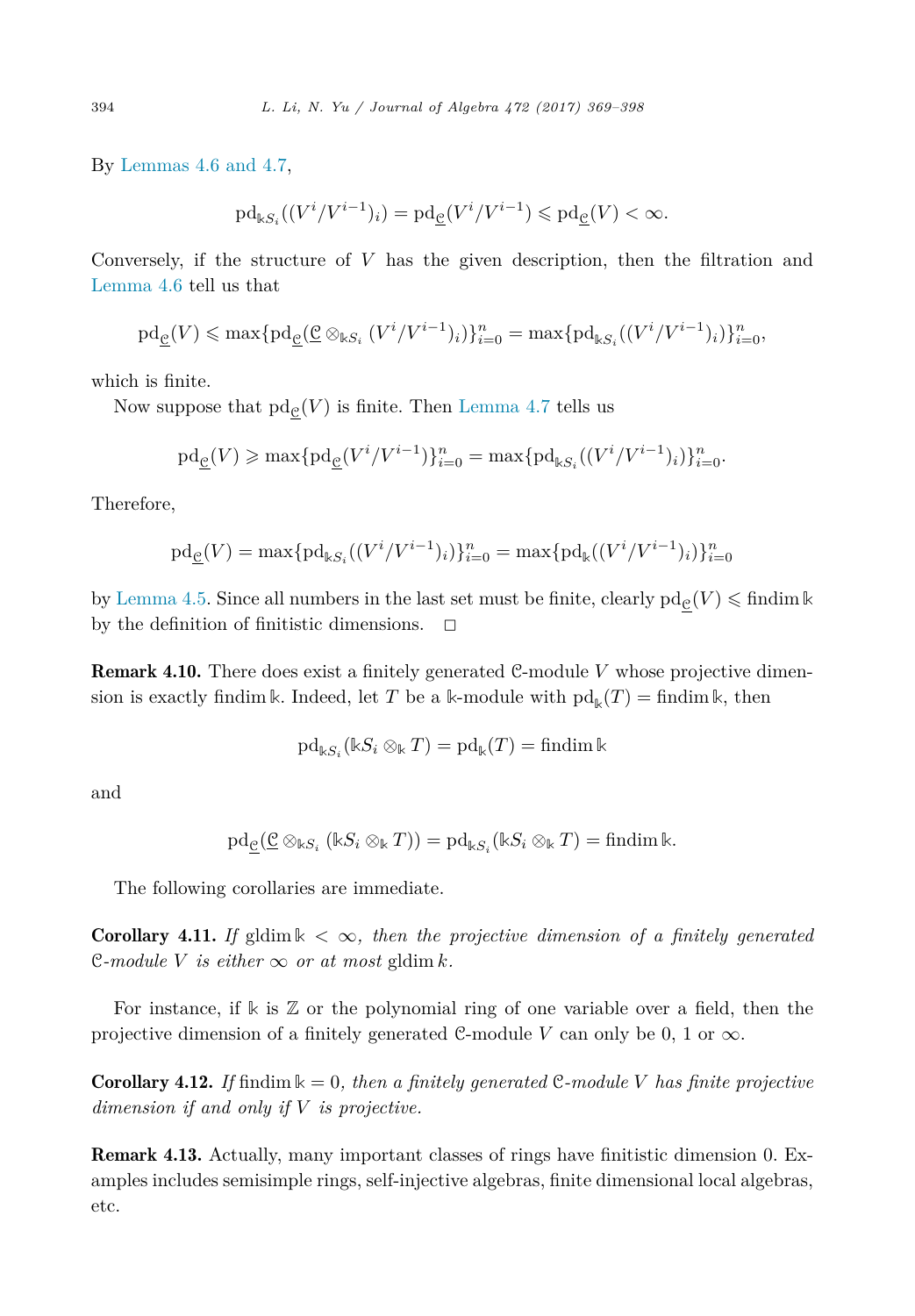By Lemmas 4.6 and 4.7,

$$\mathrm{pd}_{\Bbbk S_i}((V^i/V^{i-1})_i) = \mathrm{pd}_{\underline{\mathcal{C}}}(V^i/V^{i-1}) \leqslant \mathrm{pd}_{\underline{\mathcal{C}}}(V) < \infty.$$

Conversely, if the structure of $V$ has the given description, then the filtration and Lemma 4.6 tell us that

$$\mathrm{pd}_{\underline{\mathcal{C}}}(V) \leqslant \max\{\mathrm{pd}_{\underline{\mathcal{C}}}(\underline{\mathcal{C}} \otimes_{\Bbbk S_i} (V^i/V^{i-1})_i)\}_{i=0}^n = \max\{\mathrm{pd}_{\Bbbk S_i}((V^i/V^{i-1})_i)\}_{i=0}^n,$$

which is finite.

Now suppose that $\mathrm{pd}_{\underline{\mathcal{C}}}(V)$ is finite. Then Lemma 4.7 tells us

$$\mathrm{pd}_{\underline{\mathcal{C}}}(V) \geqslant \max\{\mathrm{pd}_{\underline{\mathcal{C}}}(V^i/V^{i-1})\}_{i=0}^n = \max\{\mathrm{pd}_{\Bbbk S_i}((V^i/V^{i-1})_i)\}_{i=0}^n.$$

Therefore,

$$\mathrm{pd}_{\underline{\mathcal{C}}}(V) = \max\{\mathrm{pd}_{\Bbbk S_i}((V^i/V^{i-1})_i)\}_{i=0}^n = \max\{\mathrm{pd}_{\Bbbk}((V^i/V^{i-1})_i)\}_{i=0}^n$$

by Lemma 4.5. Since all numbers in the last set must be finite, clearly $\mathrm{pd}_{\underline{\mathcal{C}}}(V) \leqslant \mathrm{findim}\, \Bbbk$ by the definition of finitistic dimensions. □

**Remark 4.10.** There does exist a finitely generated $\mathcal{C}$-module $V$ whose projective dimension is exactly $\mathrm{findim}\, \Bbbk$. Indeed, let $T$ be a $\Bbbk$-module with $\mathrm{pd}_{\Bbbk}(T) = \mathrm{findim}\, \Bbbk$, then

$$\mathrm{pd}_{\Bbbk S_i}(\Bbbk S_i \otimes_{\Bbbk} T) = \mathrm{pd}_{\Bbbk}(T) = \mathrm{findim}\, \Bbbk$$

and

$$\mathrm{pd}_{\underline{\mathcal{C}}}(\underline{\mathcal{C}} \otimes_{\Bbbk S_i} (\Bbbk S_i \otimes_{\Bbbk} T)) = \mathrm{pd}_{\Bbbk S_i}(\Bbbk S_i \otimes_{\Bbbk} T) = \mathrm{findim}\, \Bbbk.$$

The following corollaries are immediate.

**Corollary 4.11.** *If* $\mathrm{gldim}\, \Bbbk < \infty$*, then the projective dimension of a finitely generated* $\mathcal{C}$*-module* $V$ *is either* $\infty$ *or at most* $\mathrm{gldim}\, k$*.*

For instance, if $\Bbbk$ is $\mathbb{Z}$ or the polynomial ring of one variable over a field, then the projective dimension of a finitely generated $\mathcal{C}$-module $V$ can only be 0, 1 or $\infty$.

**Corollary 4.12.** *If* $\mathrm{findim}\, \Bbbk = 0$*, then a finitely generated* $\mathcal{C}$*-module* $V$ *has finite projective dimension if and only if* $V$ *is projective.*

**Remark 4.13.** Actually, many important classes of rings have finitistic dimension 0. Examples includes semisimple rings, self-injective algebras, finite dimensional local algebras, etc.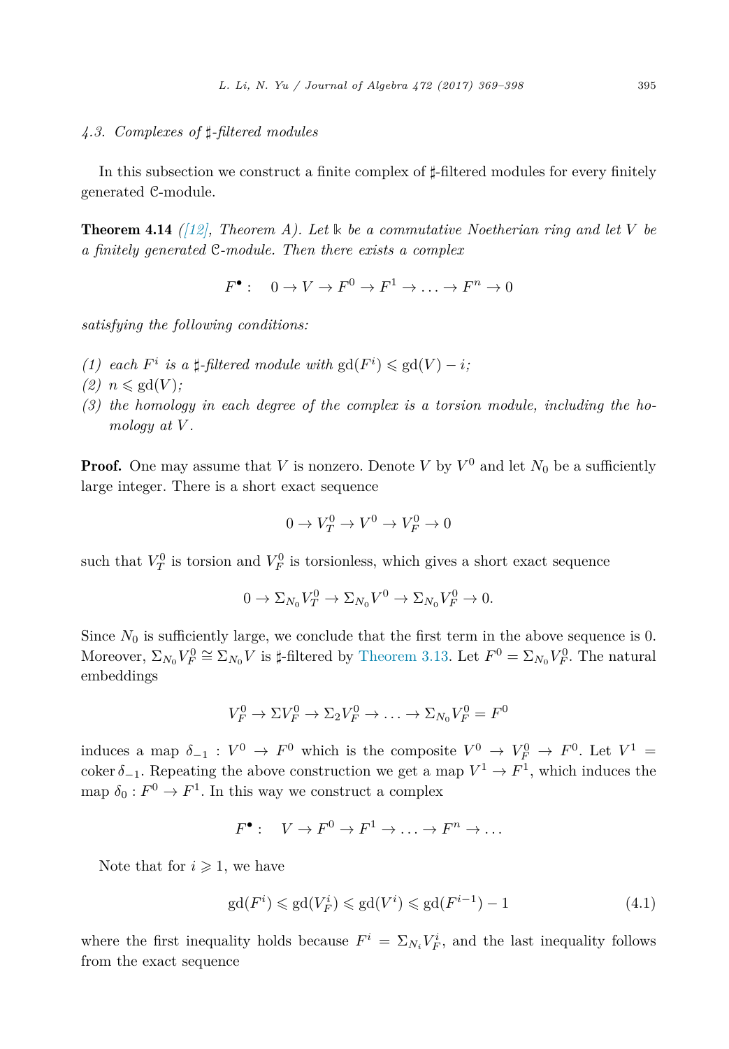### 4.3. Complexes of $\sharp$-filtered modules

In this subsection we construct a finite complex of $\sharp$-filtered modules for every finitely generated $\mathcal{C}$-module.

**Theorem 4.14** *([12], Theorem A). Let $\Bbbk$ be a commutative Noetherian ring and let $V$ be a finitely generated $\mathcal{C}$-module. Then there exists a complex*

$$F^{\bullet}: \quad 0 \to V \to F^0 \to F^1 \to \ldots \to F^n \to 0$$

*satisfying the following conditions:*

*(1) each $F^i$ is a $\sharp$-filtered module with $\mathrm{gd}(F^i) \leqslant \mathrm{gd}(V) - i$;*
*(2) $n \leqslant \mathrm{gd}(V)$;*
*(3) the homology in each degree of the complex is a torsion module, including the homology at $V$.*

**Proof.** One may assume that $V$ is nonzero. Denote $V$ by $V^0$ and let $N_0$ be a sufficiently large integer. There is a short exact sequence

$$0 \to V_T^0 \to V^0 \to V_F^0 \to 0$$

such that $V_T^0$ is torsion and $V_F^0$ is torsionless, which gives a short exact sequence

$$0 \to \Sigma_{N_0} V_T^0 \to \Sigma_{N_0} V^0 \to \Sigma_{N_0} V_F^0 \to 0.$$

Since $N_0$ is sufficiently large, we conclude that the first term in the above sequence is 0. Moreover, $\Sigma_{N_0} V_F^0 \cong \Sigma_{N_0} V$ is $\sharp$-filtered by Theorem 3.13. Let $F^0 = \Sigma_{N_0} V_F^0$. The natural embeddings

$$V_F^0 \to \Sigma V_F^0 \to \Sigma_2 V_F^0 \to \ldots \to \Sigma_{N_0} V_F^0 = F^0$$

induces a map $\delta_{-1} : V^0 \to F^0$ which is the composite $V^0 \to V_F^0 \to F^0$. Let $V^1 = \operatorname{coker} \delta_{-1}$. Repeating the above construction we get a map $V^1 \to F^1$, which induces the map $\delta_0 : F^0 \to F^1$. In this way we construct a complex

$$F^{\bullet}: \quad V \to F^0 \to F^1 \to \ldots \to F^n \to \ldots$$

Note that for $i \geqslant 1$, we have

$$\mathrm{gd}(F^i) \leqslant \mathrm{gd}(V_F^i) \leqslant \mathrm{gd}(V^i) \leqslant \mathrm{gd}(F^{i-1}) - 1 \tag{4.1}$$

where the first inequality holds because $F^i = \Sigma_{N_i} V_F^i$, and the last inequality follows from the exact sequence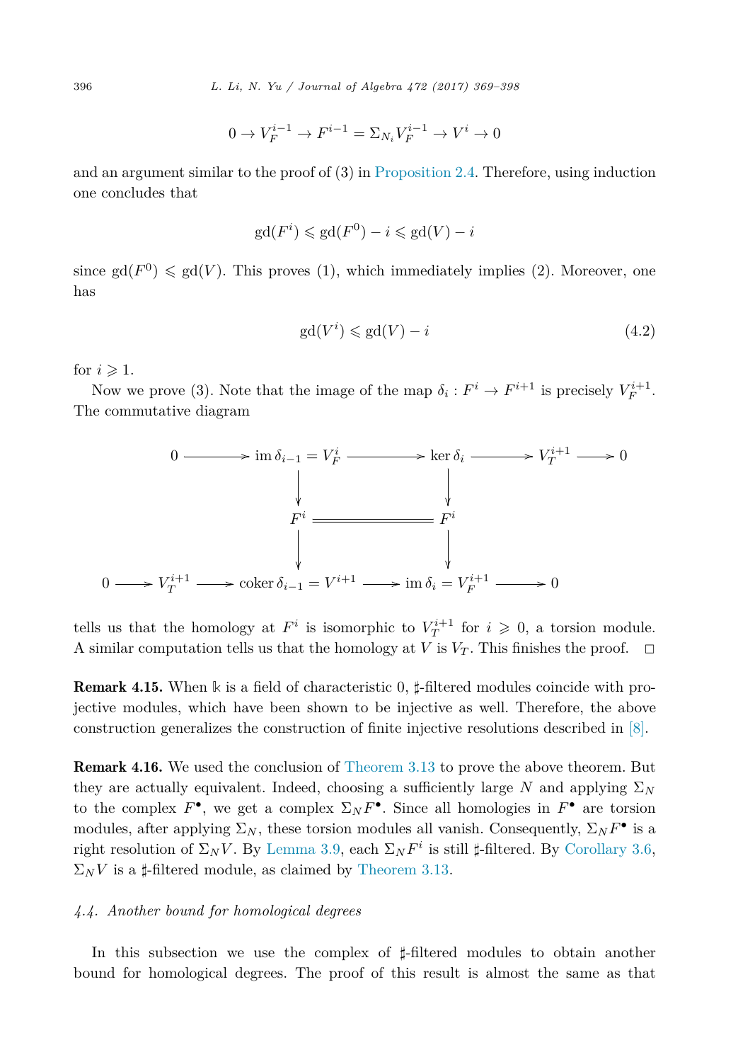$$0 \to V_F^{i-1} \to F^{i-1} = \Sigma_{N_i} V_F^{i-1} \to V^i \to 0$$

and an argument similar to the proof of (3) in Proposition 2.4. Therefore, using induction one concludes that

$$\mathrm{gd}(F^i) \leqslant \mathrm{gd}(F^0) - i \leqslant \mathrm{gd}(V) - i$$

since $\mathrm{gd}(F^0) \leqslant \mathrm{gd}(V)$. This proves (1), which immediately implies (2). Moreover, one has

$$\mathrm{gd}(V^i) \leqslant \mathrm{gd}(V) - i \tag{4.2}$$

for $i \geqslant 1$.

Now we prove (3). Note that the image of the map $\delta_i : F^i \to F^{i+1}$ is precisely $V_F^{i+1}$. The commutative diagram

$$\begin{array}{ccccccccc}
 & & 0 & \longrightarrow & \operatorname{im}\delta_{i-1} = V_F^i & \longrightarrow & \ker \delta_i & \longrightarrow & V_T^{i+1} \longrightarrow 0 \\
 & & & & \downarrow & & \downarrow & & \\
 & & & & F^i & = & F^i & & \\
 & & & & \downarrow & & \downarrow & & \\
0 \longrightarrow & V_T^{i+1} & \longrightarrow & & \operatorname{coker}\delta_{i-1} = V^{i+1} & \longrightarrow & \operatorname{im}\delta_i = V_F^{i+1} & \longrightarrow & 0
\end{array}$$

tells us that the homology at $F^i$ is isomorphic to $V_T^{i+1}$ for $i \geqslant 0$, a torsion module. A similar computation tells us that the homology at $V$ is $V_T$. This finishes the proof. $\square$

**Remark 4.15.** When $\Bbbk$ is a field of characteristic 0, $\sharp$-filtered modules coincide with projective modules, which have been shown to be injective as well. Therefore, the above construction generalizes the construction of finite injective resolutions described in [8].

**Remark 4.16.** We used the conclusion of Theorem 3.13 to prove the above theorem. But they are actually equivalent. Indeed, choosing a sufficiently large $N$ and applying $\Sigma_N$ to the complex $F^\bullet$, we get a complex $\Sigma_N F^\bullet$. Since all homologies in $F^\bullet$ are torsion modules, after applying $\Sigma_N$, these torsion modules all vanish. Consequently, $\Sigma_N F^\bullet$ is a right resolution of $\Sigma_N V$. By Lemma 3.9, each $\Sigma_N F^i$ is still $\sharp$-filtered. By Corollary 3.6, $\Sigma_N V$ is a $\sharp$-filtered module, as claimed by Theorem 3.13.

### *4.4. Another bound for homological degrees*

In this subsection we use the complex of $\sharp$-filtered modules to obtain another bound for homological degrees. The proof of this result is almost the same as that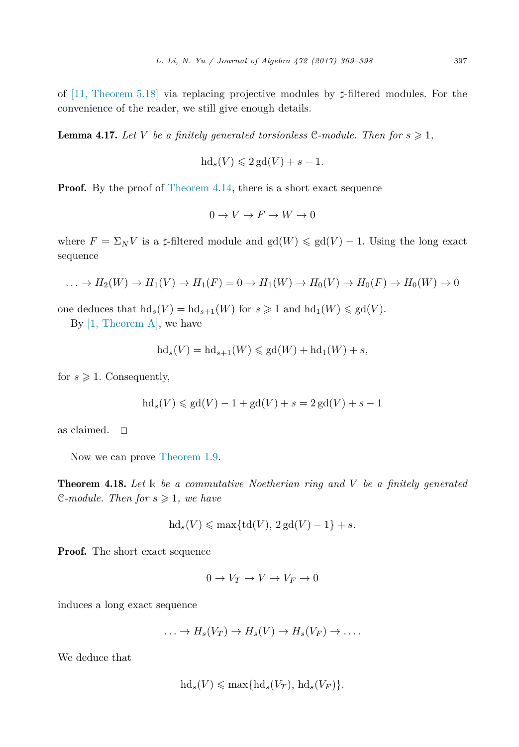of [11, Theorem 5.18] via replacing projective modules by $\sharp$-filtered modules. For the convenience of the reader, we still give enough details.

**Lemma 4.17.** *Let $V$ be a finitely generated torsionless $\mathcal{C}$-module. Then for $s \geqslant 1$,*

$$\mathrm{hd}_s(V) \leqslant 2\,\mathrm{gd}(V) + s - 1.$$

**Proof.** By the proof of Theorem 4.14, there is a short exact sequence

$$0 \to V \to F \to W \to 0$$

where $F = \Sigma_N V$ is a $\sharp$-filtered module and $\mathrm{gd}(W) \leqslant \mathrm{gd}(V) - 1$. Using the long exact sequence

$$\ldots \to H_2(W) \to H_1(V) \to H_1(F) = 0 \to H_1(W) \to H_0(V) \to H_0(F) \to H_0(W) \to 0$$

one deduces that $\mathrm{hd}_s(V) = \mathrm{hd}_{s+1}(W)$ for $s \geqslant 1$ and $\mathrm{hd}_1(W) \leqslant \mathrm{gd}(V)$.

By [1, Theorem A], we have

$$\mathrm{hd}_s(V) = \mathrm{hd}_{s+1}(W) \leqslant \mathrm{gd}(W) + \mathrm{hd}_1(W) + s,$$

for $s \geqslant 1$. Consequently,

$$\mathrm{hd}_s(V) \leqslant \mathrm{gd}(V) - 1 + \mathrm{gd}(V) + s = 2\,\mathrm{gd}(V) + s - 1$$

as claimed. $\square$

Now we can prove Theorem 1.9.

**Theorem 4.18.** *Let $\Bbbk$ be a commutative Noetherian ring and $V$ be a finitely generated $\mathcal{C}$-module. Then for $s \geqslant 1$, we have*

$$\mathrm{hd}_s(V) \leqslant \max\{\mathrm{td}(V),\, 2\,\mathrm{gd}(V) - 1\} + s.$$

**Proof.** The short exact sequence

$$0 \to V_T \to V \to V_F \to 0$$

induces a long exact sequence

$$\ldots \to H_s(V_T) \to H_s(V) \to H_s(V_F) \to \ldots.$$

We deduce that

$$\mathrm{hd}_s(V) \leqslant \max\{\mathrm{hd}_s(V_T),\, \mathrm{hd}_s(V_F)\}.$$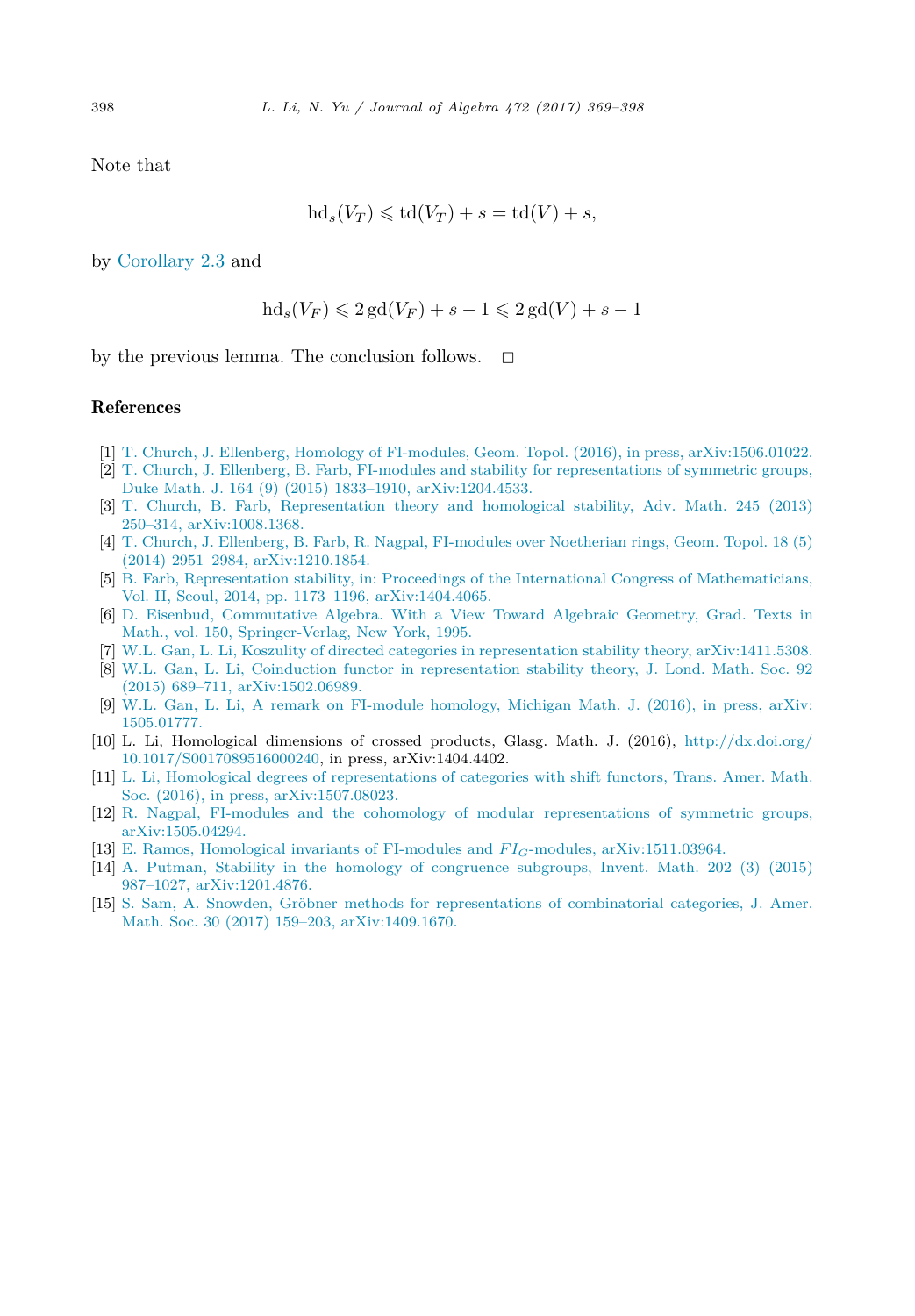Note that

$$\mathrm{hd}_s(V_T) \leqslant \mathrm{td}(V_T) + s = \mathrm{td}(V) + s,$$

by Corollary 2.3 and

$$\mathrm{hd}_s(V_F) \leqslant 2\,\mathrm{gd}(V_F) + s - 1 \leqslant 2\,\mathrm{gd}(V) + s - 1$$

by the previous lemma. The conclusion follows. □

## References

[1] T. Church, J. Ellenberg, Homology of FI-modules, Geom. Topol. (2016), in press, arXiv:1506.01022.

[2] T. Church, J. Ellenberg, B. Farb, FI-modules and stability for representations of symmetric groups, Duke Math. J. 164 (9) (2015) 1833–1910, arXiv:1204.4533.

[3] T. Church, B. Farb, Representation theory and homological stability, Adv. Math. 245 (2013) 250–314, arXiv:1008.1368.

[4] T. Church, J. Ellenberg, B. Farb, R. Nagpal, FI-modules over Noetherian rings, Geom. Topol. 18 (5) (2014) 2951–2984, arXiv:1210.1854.

[5] B. Farb, Representation stability, in: Proceedings of the International Congress of Mathematicians, Vol. II, Seoul, 2014, pp. 1173–1196, arXiv:1404.4065.

[6] D. Eisenbud, Commutative Algebra. With a View Toward Algebraic Geometry, Grad. Texts in Math., vol. 150, Springer-Verlag, New York, 1995.

[7] W.L. Gan, L. Li, Koszulity of directed categories in representation stability theory, arXiv:1411.5308.

[8] W.L. Gan, L. Li, Coinduction functor in representation stability theory, J. Lond. Math. Soc. 92 (2015) 689–711, arXiv:1502.06989.

[9] W.L. Gan, L. Li, A remark on FI-module homology, Michigan Math. J. (2016), in press, arXiv:1505.01777.

[10] L. Li, Homological dimensions of crossed products, Glasg. Math. J. (2016), http://dx.doi.org/10.1017/S0017089516000240, in press, arXiv:1404.4402.

[11] L. Li, Homological degrees of representations of categories with shift functors, Trans. Amer. Math. Soc. (2016), in press, arXiv:1507.08023.

[12] R. Nagpal, FI-modules and the cohomology of modular representations of symmetric groups, arXiv:1505.04294.

[13] E. Ramos, Homological invariants of FI-modules and $FI_G$-modules, arXiv:1511.03964.

[14] A. Putman, Stability in the homology of congruence subgroups, Invent. Math. 202 (3) (2015) 987–1027, arXiv:1201.4876.

[15] S. Sam, A. Snowden, Gröbner methods for representations of combinatorial categories, J. Amer. Math. Soc. 30 (2017) 159–203, arXiv:1409.1670.